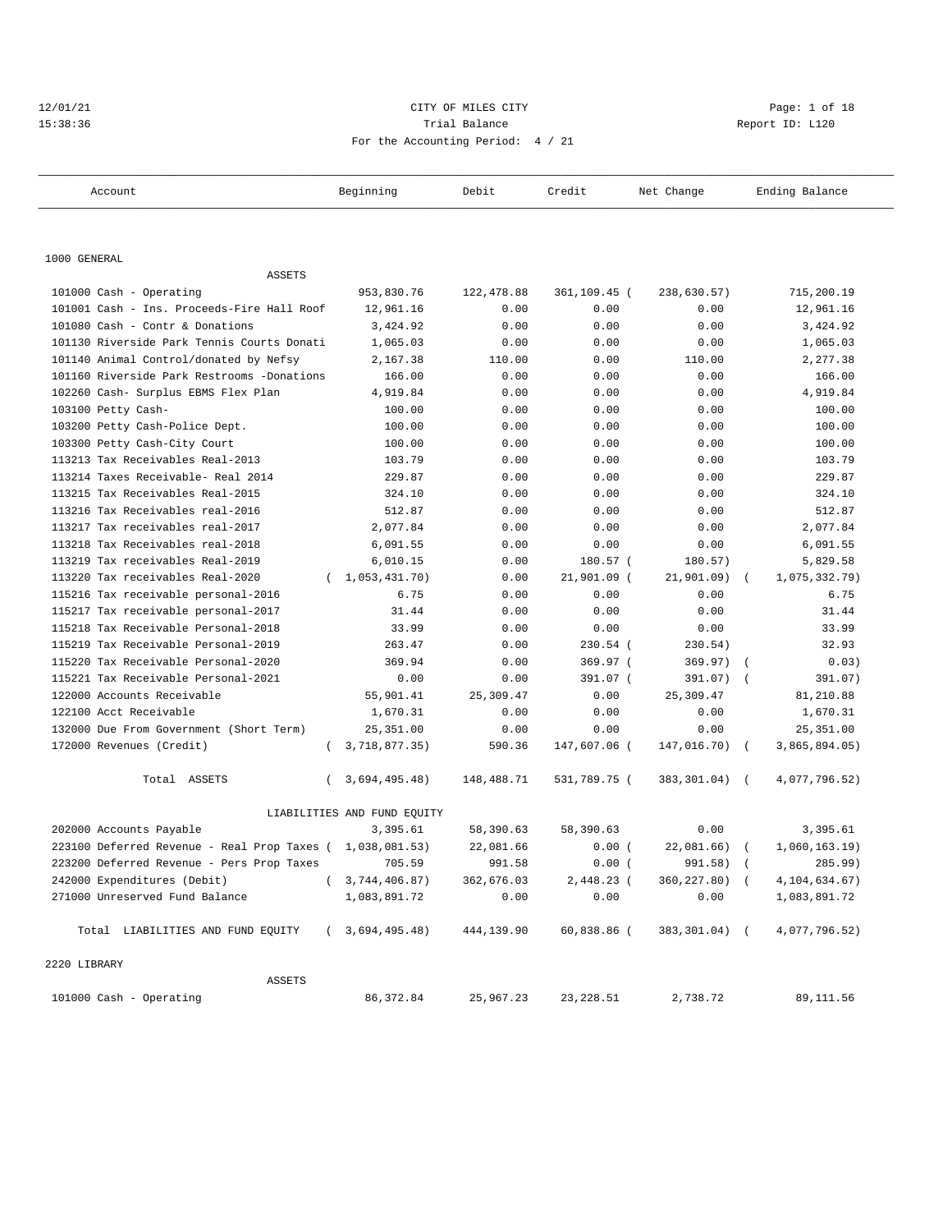CITY OF MILES CITY
Trial Balance
For the Accounting Period: 4 / 21

12/01/21
15:38:36

Report ID: L120

| Account | Beginning | Debit | Credit | Net Change | Ending Balance |
|---|---|---|---|---|---|
| **1000 GENERAL** | | | | | |
| ASSETS | | | | | |
| 101000 Cash - Operating | 953,830.76 | 122,478.88 | 361,109.45 | ( 238,630.57) | 715,200.19 |
| 101001 Cash - Ins. Proceeds-Fire Hall Roof | 12,961.16 | 0.00 | 0.00 | 0.00 | 12,961.16 |
| 101080 Cash - Contr & Donations | 3,424.92 | 0.00 | 0.00 | 0.00 | 3,424.92 |
| 101130 Riverside Park Tennis Courts Donati | 1,065.03 | 0.00 | 0.00 | 0.00 | 1,065.03 |
| 101140 Animal Control/donated by Nefsy | 2,167.38 | 110.00 | 0.00 | 110.00 | 2,277.38 |
| 101160 Riverside Park Restrooms -Donations | 166.00 | 0.00 | 0.00 | 0.00 | 166.00 |
| 102260 Cash- Surplus EBMS Flex Plan | 4,919.84 | 0.00 | 0.00 | 0.00 | 4,919.84 |
| 103100 Petty Cash- | 100.00 | 0.00 | 0.00 | 0.00 | 100.00 |
| 103200 Petty Cash-Police Dept. | 100.00 | 0.00 | 0.00 | 0.00 | 100.00 |
| 103300 Petty Cash-City Court | 100.00 | 0.00 | 0.00 | 0.00 | 100.00 |
| 113213 Tax Receivables Real-2013 | 103.79 | 0.00 | 0.00 | 0.00 | 103.79 |
| 113214 Taxes Receivable- Real 2014 | 229.87 | 0.00 | 0.00 | 0.00 | 229.87 |
| 113215 Tax Receivables Real-2015 | 324.10 | 0.00 | 0.00 | 0.00 | 324.10 |
| 113216 Tax Receivables real-2016 | 512.87 | 0.00 | 0.00 | 0.00 | 512.87 |
| 113217 Tax receivables real-2017 | 2,077.84 | 0.00 | 0.00 | 0.00 | 2,077.84 |
| 113218 Tax Receivables real-2018 | 6,091.55 | 0.00 | 0.00 | 0.00 | 6,091.55 |
| 113219 Tax receivables Real-2019 | 6,010.15 | 0.00 | 180.57 | ( 180.57) | 5,829.58 |
| 113220 Tax receivables Real-2020 | ( 1,053,431.70) | 0.00 | 21,901.09 | ( 21,901.09) | ( 1,075,332.79) |
| 115216 Tax receivable personal-2016 | 6.75 | 0.00 | 0.00 | 0.00 | 6.75 |
| 115217 Tax receivable personal-2017 | 31.44 | 0.00 | 0.00 | 0.00 | 31.44 |
| 115218 Tax Receivable Personal-2018 | 33.99 | 0.00 | 0.00 | 0.00 | 33.99 |
| 115219 Tax Receivable Personal-2019 | 263.47 | 0.00 | 230.54 | ( 230.54) | 32.93 |
| 115220 Tax Receivable Personal-2020 | 369.94 | 0.00 | 369.97 | ( 369.97) | ( 0.03) |
| 115221 Tax Receivable Personal-2021 | 0.00 | 0.00 | 391.07 | ( 391.07) | ( 391.07) |
| 122000 Accounts Receivable | 55,901.41 | 25,309.47 | 0.00 | 25,309.47 | 81,210.88 |
| 122100 Acct Receivable | 1,670.31 | 0.00 | 0.00 | 0.00 | 1,670.31 |
| 132000 Due From Government (Short Term) | 25,351.00 | 0.00 | 0.00 | 0.00 | 25,351.00 |
| 172000 Revenues (Credit) | ( 3,718,877.35) | 590.36 | 147,607.06 | ( 147,016.70) | ( 3,865,894.05) |
| Total ASSETS | ( 3,694,495.48) | 148,488.71 | 531,789.75 | ( 383,301.04) | ( 4,077,796.52) |
| LIABILITIES AND FUND EQUITY | | | | | |
| 202000 Accounts Payable | 3,395.61 | 58,390.63 | 58,390.63 | 0.00 | 3,395.61 |
| 223100 Deferred Revenue - Real Prop Taxes | ( 1,038,081.53) | 22,081.66 | 0.00 | ( 22,081.66) | ( 1,060,163.19) |
| 223200 Deferred Revenue - Pers Prop Taxes | 705.59 | 991.58 | 0.00 | ( 991.58) | ( 285.99) |
| 242000 Expenditures (Debit) | ( 3,744,406.87) | 362,676.03 | 2,448.23 | ( 360,227.80) | ( 4,104,634.67) |
| 271000 Unreserved Fund Balance | 1,083,891.72 | 0.00 | 0.00 | 0.00 | 1,083,891.72 |
| Total LIABILITIES AND FUND EQUITY | ( 3,694,495.48) | 444,139.90 | 60,838.86 | ( 383,301.04) | ( 4,077,796.52) |
| **2220 LIBRARY** | | | | | |
| ASSETS | | | | | |
| 101000 Cash - Operating | 86,372.84 | 25,967.23 | 23,228.51 | 2,738.72 | 89,111.56 |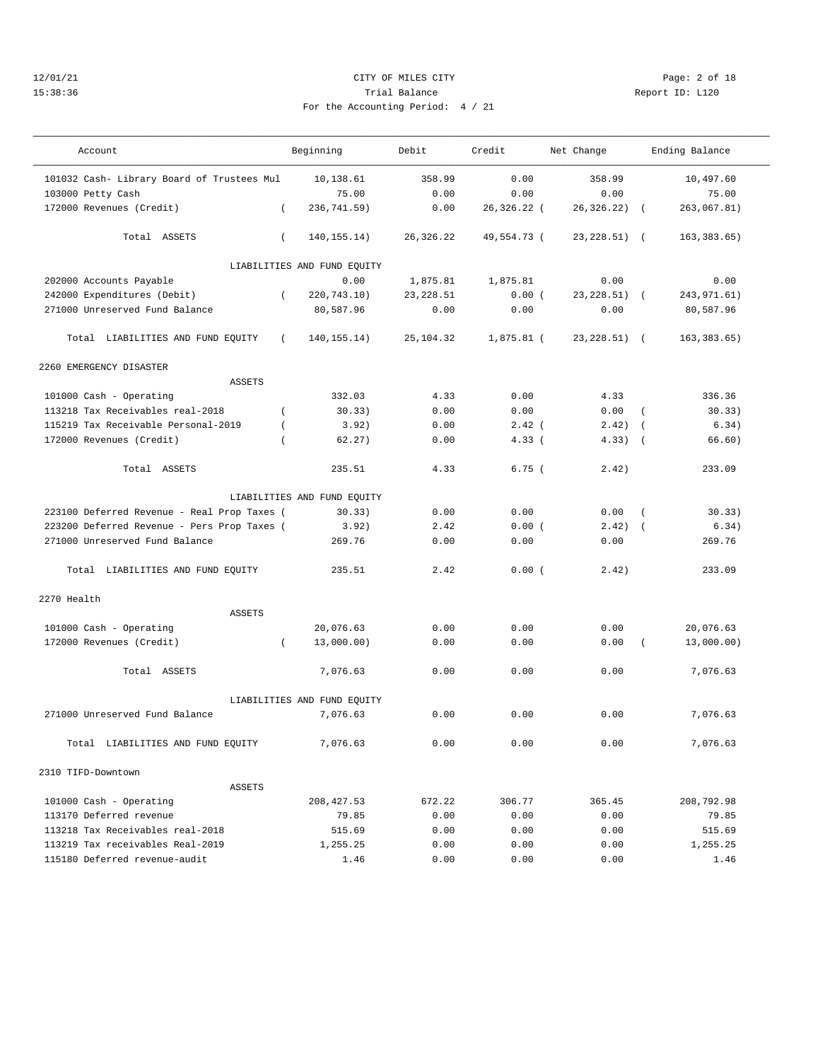CITY OF MILES CITY

Trial Balance

For the Accounting Period: 4 / 21

12/01/21
15:38:36

Report ID: L120

| Account | Beginning | Debit | Credit | Net Change | Ending Balance |
|---|---|---|---|---|---|
| 101032 Cash- Library Board of Trustees Mul | 10,138.61 | 358.99 | 0.00 | 358.99 | 10,497.60 |
| 103000 Petty Cash | 75.00 | 0.00 | 0.00 | 0.00 | 75.00 |
| 172000 Revenues (Credit) | ( 236,741.59) | 0.00 | 26,326.22 | ( 26,326.22) | ( 263,067.81) |
| Total ASSETS | ( 140,155.14) | 26,326.22 | 49,554.73 | ( 23,228.51) | ( 163,383.65) |
| LIABILITIES AND FUND EQUITY | | | | | |
| 202000 Accounts Payable | 0.00 | 1,875.81 | 1,875.81 | 0.00 | 0.00 |
| 242000 Expenditures (Debit) | ( 220,743.10) | 23,228.51 | 0.00 | ( 23,228.51) | ( 243,971.61) |
| 271000 Unreserved Fund Balance | 80,587.96 | 0.00 | 0.00 | 0.00 | 80,587.96 |
| Total LIABILITIES AND FUND EQUITY | ( 140,155.14) | 25,104.32 | 1,875.81 | ( 23,228.51) | ( 163,383.65) |
| **2260 EMERGENCY DISASTER** | | | | | |
| ASSETS | | | | | |
| 101000 Cash - Operating | 332.03 | 4.33 | 0.00 | 4.33 | 336.36 |
| 113218 Tax Receivables real-2018 | ( 30.33) | 0.00 | 0.00 | 0.00 | ( 30.33) |
| 115219 Tax Receivable Personal-2019 | ( 3.92) | 0.00 | 2.42 | ( 2.42) | ( 6.34) |
| 172000 Revenues (Credit) | ( 62.27) | 0.00 | 4.33 | ( 4.33) | ( 66.60) |
| Total ASSETS | 235.51 | 4.33 | 6.75 | ( 2.42) | 233.09 |
| LIABILITIES AND FUND EQUITY | | | | | |
| 223100 Deferred Revenue - Real Prop Taxes | ( 30.33) | 0.00 | 0.00 | 0.00 | ( 30.33) |
| 223200 Deferred Revenue - Pers Prop Taxes | ( 3.92) | 2.42 | 0.00 | ( 2.42) | ( 6.34) |
| 271000 Unreserved Fund Balance | 269.76 | 0.00 | 0.00 | 0.00 | 269.76 |
| Total LIABILITIES AND FUND EQUITY | 235.51 | 2.42 | 0.00 | ( 2.42) | 233.09 |
| **2270 Health** | | | | | |
| ASSETS | | | | | |
| 101000 Cash - Operating | 20,076.63 | 0.00 | 0.00 | 0.00 | 20,076.63 |
| 172000 Revenues (Credit) | ( 13,000.00) | 0.00 | 0.00 | 0.00 | ( 13,000.00) |
| Total ASSETS | 7,076.63 | 0.00 | 0.00 | 0.00 | 7,076.63 |
| LIABILITIES AND FUND EQUITY | | | | | |
| 271000 Unreserved Fund Balance | 7,076.63 | 0.00 | 0.00 | 0.00 | 7,076.63 |
| Total LIABILITIES AND FUND EQUITY | 7,076.63 | 0.00 | 0.00 | 0.00 | 7,076.63 |
| **2310 TIFD-Downtown** | | | | | |
| ASSETS | | | | | |
| 101000 Cash - Operating | 208,427.53 | 672.22 | 306.77 | 365.45 | 208,792.98 |
| 113170 Deferred revenue | 79.85 | 0.00 | 0.00 | 0.00 | 79.85 |
| 113218 Tax Receivables real-2018 | 515.69 | 0.00 | 0.00 | 0.00 | 515.69 |
| 113219 Tax receivables Real-2019 | 1,255.25 | 0.00 | 0.00 | 0.00 | 1,255.25 |
| 115180 Deferred revenue-audit | 1.46 | 0.00 | 0.00 | 0.00 | 1.46 |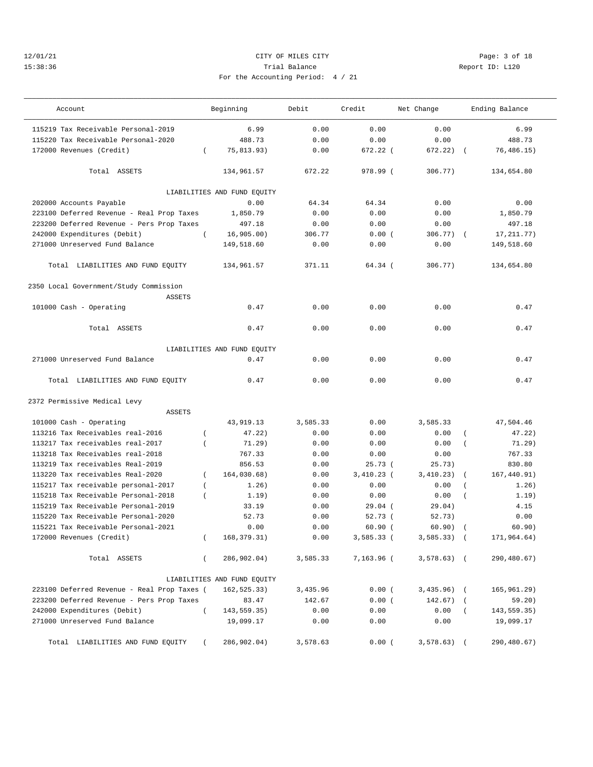CITY OF MILES CITY

Trial Balance

For the Accounting Period: 4 / 21

12/01/21 15:38:36 Report ID: L120

| Account | Beginning | Debit | Credit | Net Change | Ending Balance |
|---|---|---|---|---|---|
| 115219 Tax Receivable Personal-2019 | 6.99 | 0.00 | 0.00 | 0.00 | 6.99 |
| 115220 Tax Receivable Personal-2020 | 488.73 | 0.00 | 0.00 | 0.00 | 488.73 |
| 172000 Revenues (Credit) | ( 75,813.93) | 0.00 | 672.22 | ( 672.22) | ( 76,486.15) |
| Total ASSETS | 134,961.57 | 672.22 | 978.99 | ( 306.77) | 134,654.80 |
| LIABILITIES AND FUND EQUITY | | | | | |
| 202000 Accounts Payable | 0.00 | 64.34 | 64.34 | 0.00 | 0.00 |
| 223100 Deferred Revenue - Real Prop Taxes | 1,850.79 | 0.00 | 0.00 | 0.00 | 1,850.79 |
| 223200 Deferred Revenue - Pers Prop Taxes | 497.18 | 0.00 | 0.00 | 0.00 | 497.18 |
| 242000 Expenditures (Debit) | ( 16,905.00) | 306.77 | 0.00 | ( 306.77) | ( 17,211.77) |
| 271000 Unreserved Fund Balance | 149,518.60 | 0.00 | 0.00 | 0.00 | 149,518.60 |
| Total LIABILITIES AND FUND EQUITY | 134,961.57 | 371.11 | 64.34 | ( 306.77) | 134,654.80 |
| **2350 Local Government/Study Commission** | | | | | |
| ASSETS | | | | | |
| 101000 Cash - Operating | 0.47 | 0.00 | 0.00 | 0.00 | 0.47 |
| Total ASSETS | 0.47 | 0.00 | 0.00 | 0.00 | 0.47 |
| LIABILITIES AND FUND EQUITY | | | | | |
| 271000 Unreserved Fund Balance | 0.47 | 0.00 | 0.00 | 0.00 | 0.47 |
| Total LIABILITIES AND FUND EQUITY | 0.47 | 0.00 | 0.00 | 0.00 | 0.47 |
| **2372 Permissive Medical Levy** | | | | | |
| ASSETS | | | | | |
| 101000 Cash - Operating | 43,919.13 | 3,585.33 | 0.00 | 3,585.33 | 47,504.46 |
| 113216 Tax Receivables real-2016 | ( 47.22) | 0.00 | 0.00 | 0.00 | ( 47.22) |
| 113217 Tax receivables real-2017 | ( 71.29) | 0.00 | 0.00 | 0.00 | ( 71.29) |
| 113218 Tax Receivables real-2018 | 767.33 | 0.00 | 0.00 | 0.00 | 767.33 |
| 113219 Tax receivables Real-2019 | 856.53 | 0.00 | 25.73 | ( 25.73) | 830.80 |
| 113220 Tax receivables Real-2020 | ( 164,030.68) | 0.00 | 3,410.23 | ( 3,410.23) | ( 167,440.91) |
| 115217 Tax receivable personal-2017 | ( 1.26) | 0.00 | 0.00 | 0.00 | ( 1.26) |
| 115218 Tax Receivable Personal-2018 | ( 1.19) | 0.00 | 0.00 | 0.00 | ( 1.19) |
| 115219 Tax Receivable Personal-2019 | 33.19 | 0.00 | 29.04 | ( 29.04) | 4.15 |
| 115220 Tax Receivable Personal-2020 | 52.73 | 0.00 | 52.73 | ( 52.73) | 0.00 |
| 115221 Tax Receivable Personal-2021 | 0.00 | 0.00 | 60.90 | ( 60.90) | ( 60.90) |
| 172000 Revenues (Credit) | ( 168,379.31) | 0.00 | 3,585.33 | ( 3,585.33) | ( 171,964.64) |
| Total ASSETS | ( 286,902.04) | 3,585.33 | 7,163.96 | ( 3,578.63) | ( 290,480.67) |
| LIABILITIES AND FUND EQUITY | | | | | |
| 223100 Deferred Revenue - Real Prop Taxes | ( 162,525.33) | 3,435.96 | 0.00 | ( 3,435.96) | ( 165,961.29) |
| 223200 Deferred Revenue - Pers Prop Taxes | 83.47 | 142.67 | 0.00 | ( 142.67) | ( 59.20) |
| 242000 Expenditures (Debit) | ( 143,559.35) | 0.00 | 0.00 | 0.00 | ( 143,559.35) |
| 271000 Unreserved Fund Balance | 19,099.17 | 0.00 | 0.00 | 0.00 | 19,099.17 |
| Total LIABILITIES AND FUND EQUITY | ( 286,902.04) | 3,578.63 | 0.00 | ( 3,578.63) | ( 290,480.67) |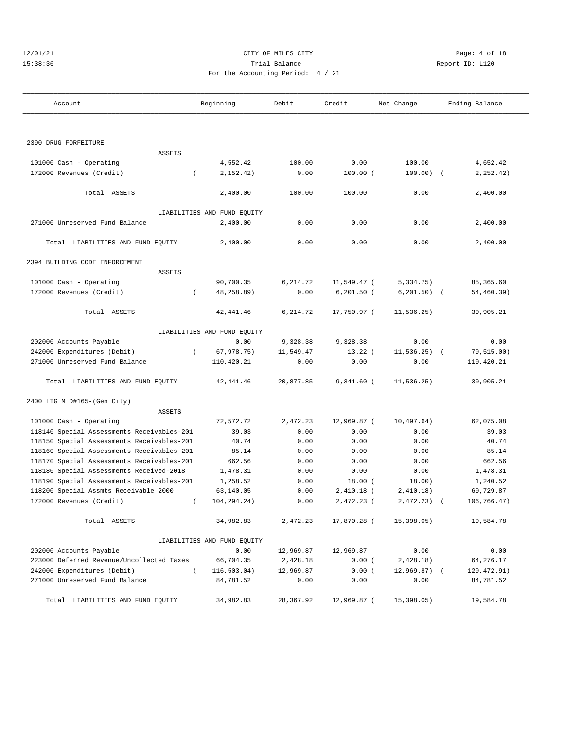CITY OF MILES CITY

Trial Balance

For the Accounting Period: 4 / 21

| Account | Beginning | Debit | Credit | Net Change | Ending Balance |
|---|---|---|---|---|---|
| **2390 DRUG FORFEITURE** | | | | | |
| ASSETS | | | | | |
| 101000 Cash - Operating | 4,552.42 | 100.00 | 0.00 | 100.00 | 4,652.42 |
| 172000 Revenues (Credit) | ( 2,152.42) | 0.00 | 100.00 | ( 100.00) | ( 2,252.42) |
| Total ASSETS | 2,400.00 | 100.00 | 100.00 | 0.00 | 2,400.00 |
| LIABILITIES AND FUND EQUITY | | | | | |
| 271000 Unreserved Fund Balance | 2,400.00 | 0.00 | 0.00 | 0.00 | 2,400.00 |
| Total LIABILITIES AND FUND EQUITY | 2,400.00 | 0.00 | 0.00 | 0.00 | 2,400.00 |
| **2394 BUILDING CODE ENFORCEMENT** | | | | | |
| ASSETS | | | | | |
| 101000 Cash - Operating | 90,700.35 | 6,214.72 | 11,549.47 | ( 5,334.75) | 85,365.60 |
| 172000 Revenues (Credit) | ( 48,258.89) | 0.00 | 6,201.50 | ( 6,201.50) | ( 54,460.39) |
| Total ASSETS | 42,441.46 | 6,214.72 | 17,750.97 | ( 11,536.25) | 30,905.21 |
| LIABILITIES AND FUND EQUITY | | | | | |
| 202000 Accounts Payable | 0.00 | 9,328.38 | 9,328.38 | 0.00 | 0.00 |
| 242000 Expenditures (Debit) | ( 67,978.75) | 11,549.47 | 13.22 | ( 11,536.25) | ( 79,515.00) |
| 271000 Unreserved Fund Balance | 110,420.21 | 0.00 | 0.00 | 0.00 | 110,420.21 |
| Total LIABILITIES AND FUND EQUITY | 42,441.46 | 20,877.85 | 9,341.60 | ( 11,536.25) | 30,905.21 |
| **2400 LTG M D#165-(Gen City)** | | | | | |
| ASSETS | | | | | |
| 101000 Cash - Operating | 72,572.72 | 2,472.23 | 12,969.87 | ( 10,497.64) | 62,075.08 |
| 118140 Special Assessments Receivables-201 | 39.03 | 0.00 | 0.00 | 0.00 | 39.03 |
| 118150 Special Assessments Receivables-201 | 40.74 | 0.00 | 0.00 | 0.00 | 40.74 |
| 118160 Special Assessments Receivables-201 | 85.14 | 0.00 | 0.00 | 0.00 | 85.14 |
| 118170 Special Assessments Receivables-201 | 662.56 | 0.00 | 0.00 | 0.00 | 662.56 |
| 118180 Special Assessments Received-2018 | 1,478.31 | 0.00 | 0.00 | 0.00 | 1,478.31 |
| 118190 Special Assessments Receivables-201 | 1,258.52 | 0.00 | 18.00 | ( 18.00) | 1,240.52 |
| 118200 Special Assmts Receivable 2000 | 63,140.05 | 0.00 | 2,410.18 | ( 2,410.18) | 60,729.87 |
| 172000 Revenues (Credit) | ( 104,294.24) | 0.00 | 2,472.23 | ( 2,472.23) | ( 106,766.47) |
| Total ASSETS | 34,982.83 | 2,472.23 | 17,870.28 | ( 15,398.05) | 19,584.78 |
| LIABILITIES AND FUND EQUITY | | | | | |
| 202000 Accounts Payable | 0.00 | 12,969.87 | 12,969.87 | 0.00 | 0.00 |
| 223000 Deferred Revenue/Uncollected Taxes | 66,704.35 | 2,428.18 | 0.00 | ( 2,428.18) | 64,276.17 |
| 242000 Expenditures (Debit) | ( 116,503.04) | 12,969.87 | 0.00 | ( 12,969.87) | ( 129,472.91) |
| 271000 Unreserved Fund Balance | 84,781.52 | 0.00 | 0.00 | 0.00 | 84,781.52 |
| Total LIABILITIES AND FUND EQUITY | 34,982.83 | 28,367.92 | 12,969.87 | ( 15,398.05) | 19,584.78 |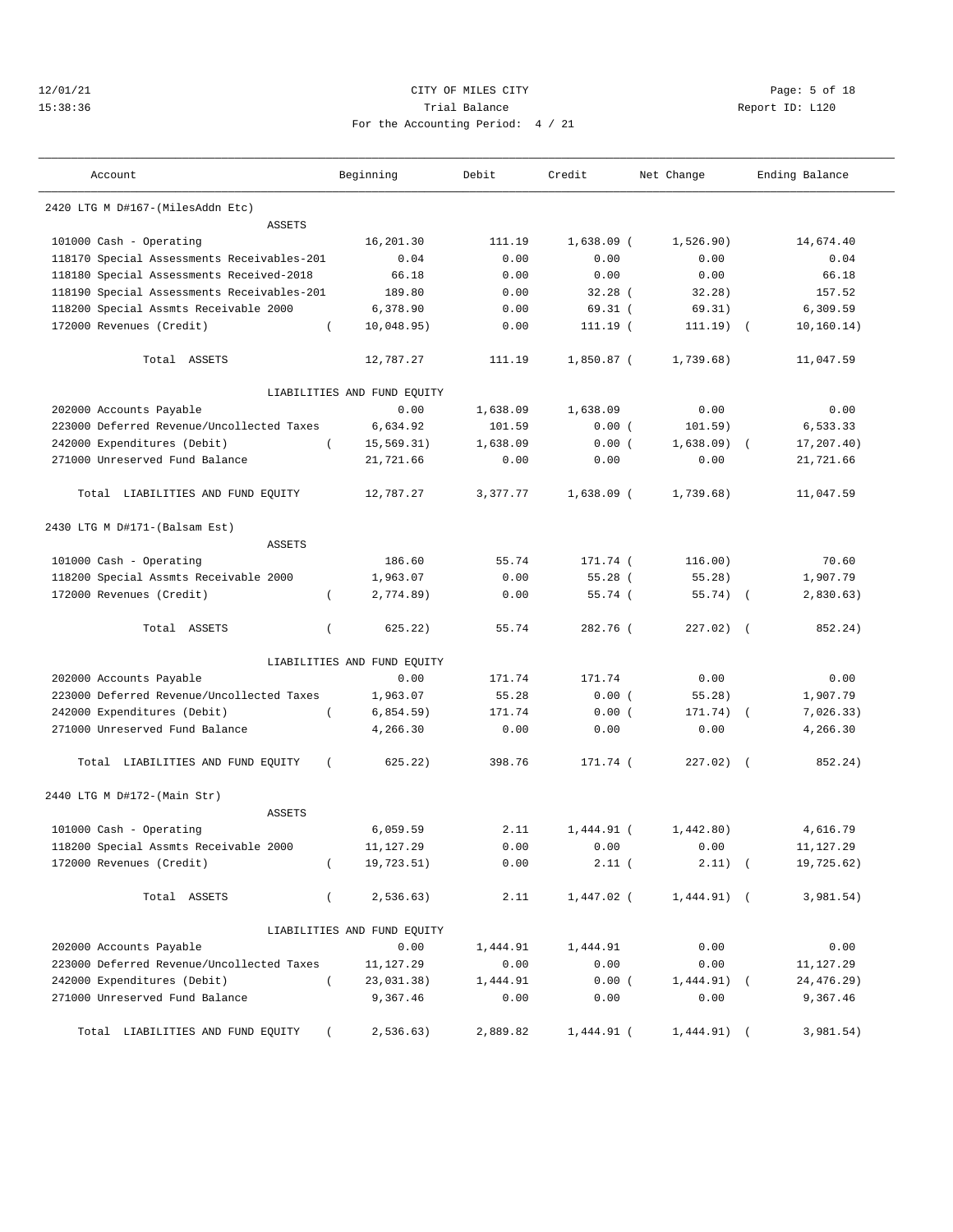CITY OF MILES CITY

Trial Balance

For the Accounting Period: 4 / 21

| Account | Beginning | Debit | Credit | Net Change | Ending Balance |
|---|---|---|---|---|---|
| **2420 LTG M D#167-(MilesAddn Etc)** | | | | | |
| ASSETS | | | | | |
| 101000 Cash - Operating | 16,201.30 | 111.19 | 1,638.09 | ( 1,526.90) | 14,674.40 |
| 118170 Special Assessments Receivables-201 | 0.04 | 0.00 | 0.00 | 0.00 | 0.04 |
| 118180 Special Assessments Received-2018 | 66.18 | 0.00 | 0.00 | 0.00 | 66.18 |
| 118190 Special Assessments Receivables-201 | 189.80 | 0.00 | 32.28 | ( 32.28) | 157.52 |
| 118200 Special Assmts Receivable 2000 | 6,378.90 | 0.00 | 69.31 | ( 69.31) | 6,309.59 |
| 172000 Revenues (Credit) | ( 10,048.95) | 0.00 | 111.19 | ( 111.19) | ( 10,160.14) |
| Total ASSETS | 12,787.27 | 111.19 | 1,850.87 | ( 1,739.68) | 11,047.59 |
| LIABILITIES AND FUND EQUITY | | | | | |
| 202000 Accounts Payable | 0.00 | 1,638.09 | 1,638.09 | 0.00 | 0.00 |
| 223000 Deferred Revenue/Uncollected Taxes | 6,634.92 | 101.59 | 0.00 | ( 101.59) | 6,533.33 |
| 242000 Expenditures (Debit) | ( 15,569.31) | 1,638.09 | 0.00 | ( 1,638.09) | ( 17,207.40) |
| 271000 Unreserved Fund Balance | 21,721.66 | 0.00 | 0.00 | 0.00 | 21,721.66 |
| Total LIABILITIES AND FUND EQUITY | 12,787.27 | 3,377.77 | 1,638.09 | ( 1,739.68) | 11,047.59 |
| **2430 LTG M D#171-(Balsam Est)** | | | | | |
| ASSETS | | | | | |
| 101000 Cash - Operating | 186.60 | 55.74 | 171.74 | ( 116.00) | 70.60 |
| 118200 Special Assmts Receivable 2000 | 1,963.07 | 0.00 | 55.28 | ( 55.28) | 1,907.79 |
| 172000 Revenues (Credit) | ( 2,774.89) | 0.00 | 55.74 | ( 55.74) | ( 2,830.63) |
| Total ASSETS | ( 625.22) | 55.74 | 282.76 | ( 227.02) | ( 852.24) |
| LIABILITIES AND FUND EQUITY | | | | | |
| 202000 Accounts Payable | 0.00 | 171.74 | 171.74 | 0.00 | 0.00 |
| 223000 Deferred Revenue/Uncollected Taxes | 1,963.07 | 55.28 | 0.00 | ( 55.28) | 1,907.79 |
| 242000 Expenditures (Debit) | ( 6,854.59) | 171.74 | 0.00 | ( 171.74) | ( 7,026.33) |
| 271000 Unreserved Fund Balance | 4,266.30 | 0.00 | 0.00 | 0.00 | 4,266.30 |
| Total LIABILITIES AND FUND EQUITY | ( 625.22) | 398.76 | 171.74 | ( 227.02) | ( 852.24) |
| **2440 LTG M D#172-(Main Str)** | | | | | |
| ASSETS | | | | | |
| 101000 Cash - Operating | 6,059.59 | 2.11 | 1,444.91 | ( 1,442.80) | 4,616.79 |
| 118200 Special Assmts Receivable 2000 | 11,127.29 | 0.00 | 0.00 | 0.00 | 11,127.29 |
| 172000 Revenues (Credit) | ( 19,723.51) | 0.00 | 2.11 | ( 2.11) | ( 19,725.62) |
| Total ASSETS | ( 2,536.63) | 2.11 | 1,447.02 | ( 1,444.91) | ( 3,981.54) |
| LIABILITIES AND FUND EQUITY | | | | | |
| 202000 Accounts Payable | 0.00 | 1,444.91 | 1,444.91 | 0.00 | 0.00 |
| 223000 Deferred Revenue/Uncollected Taxes | 11,127.29 | 0.00 | 0.00 | 0.00 | 11,127.29 |
| 242000 Expenditures (Debit) | ( 23,031.38) | 1,444.91 | 0.00 | ( 1,444.91) | ( 24,476.29) |
| 271000 Unreserved Fund Balance | 9,367.46 | 0.00 | 0.00 | 0.00 | 9,367.46 |
| Total LIABILITIES AND FUND EQUITY | ( 2,536.63) | 2,889.82 | 1,444.91 | ( 1,444.91) | ( 3,981.54) |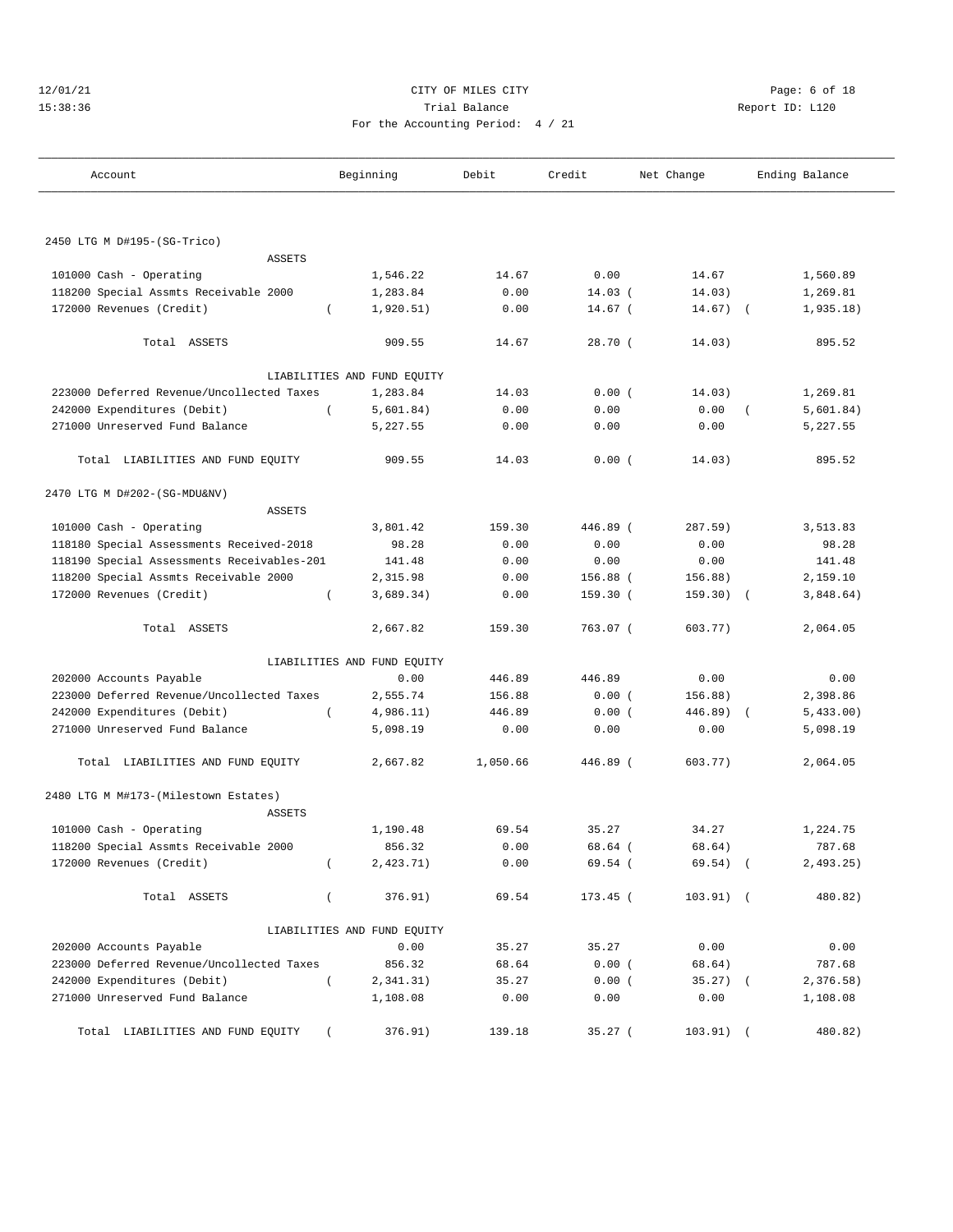12/01/21 CITY OF MILES CITY
15:38:36 Trial Balance Report ID: L120
For the Accounting Period: 4 / 21

| Account | Beginning | Debit | Credit | Net Change | Ending Balance |
|---|---|---|---|---|---|
| **2450 LTG M D#195-(SG-Trico)** | | | | | |
| ASSETS | | | | | |
| 101000 Cash - Operating | 1,546.22 | 14.67 | 0.00 | 14.67 | 1,560.89 |
| 118200 Special Assmts Receivable 2000 | 1,283.84 | 0.00 | 14.03 | ( 14.03) | 1,269.81 |
| 172000 Revenues (Credit) | ( 1,920.51) | 0.00 | 14.67 | ( 14.67) | ( 1,935.18) |
| Total ASSETS | 909.55 | 14.67 | 28.70 | ( 14.03) | 895.52 |
| LIABILITIES AND FUND EQUITY | | | | | |
| 223000 Deferred Revenue/Uncollected Taxes | 1,283.84 | 14.03 | 0.00 | ( 14.03) | 1,269.81 |
| 242000 Expenditures (Debit) | ( 5,601.84) | 0.00 | 0.00 | 0.00 | ( 5,601.84) |
| 271000 Unreserved Fund Balance | 5,227.55 | 0.00 | 0.00 | 0.00 | 5,227.55 |
| Total LIABILITIES AND FUND EQUITY | 909.55 | 14.03 | 0.00 | ( 14.03) | 895.52 |
| **2470 LTG M D#202-(SG-MDU&NV)** | | | | | |
| ASSETS | | | | | |
| 101000 Cash - Operating | 3,801.42 | 159.30 | 446.89 | ( 287.59) | 3,513.83 |
| 118180 Special Assessments Received-2018 | 98.28 | 0.00 | 0.00 | 0.00 | 98.28 |
| 118190 Special Assessments Receivables-201 | 141.48 | 0.00 | 0.00 | 0.00 | 141.48 |
| 118200 Special Assmts Receivable 2000 | 2,315.98 | 0.00 | 156.88 | ( 156.88) | 2,159.10 |
| 172000 Revenues (Credit) | ( 3,689.34) | 0.00 | 159.30 | ( 159.30) | ( 3,848.64) |
| Total ASSETS | 2,667.82 | 159.30 | 763.07 | ( 603.77) | 2,064.05 |
| LIABILITIES AND FUND EQUITY | | | | | |
| 202000 Accounts Payable | 0.00 | 446.89 | 446.89 | 0.00 | 0.00 |
| 223000 Deferred Revenue/Uncollected Taxes | 2,555.74 | 156.88 | 0.00 | ( 156.88) | 2,398.86 |
| 242000 Expenditures (Debit) | ( 4,986.11) | 446.89 | 0.00 | ( 446.89) | ( 5,433.00) |
| 271000 Unreserved Fund Balance | 5,098.19 | 0.00 | 0.00 | 0.00 | 5,098.19 |
| Total LIABILITIES AND FUND EQUITY | 2,667.82 | 1,050.66 | 446.89 | ( 603.77) | 2,064.05 |
| **2480 LTG M M#173-(Milestown Estates)** | | | | | |
| ASSETS | | | | | |
| 101000 Cash - Operating | 1,190.48 | 69.54 | 35.27 | 34.27 | 1,224.75 |
| 118200 Special Assmts Receivable 2000 | 856.32 | 0.00 | 68.64 | ( 68.64) | 787.68 |
| 172000 Revenues (Credit) | ( 2,423.71) | 0.00 | 69.54 | ( 69.54) | ( 2,493.25) |
| Total ASSETS | ( 376.91) | 69.54 | 173.45 | ( 103.91) | ( 480.82) |
| LIABILITIES AND FUND EQUITY | | | | | |
| 202000 Accounts Payable | 0.00 | 35.27 | 35.27 | 0.00 | 0.00 |
| 223000 Deferred Revenue/Uncollected Taxes | 856.32 | 68.64 | 0.00 | ( 68.64) | 787.68 |
| 242000 Expenditures (Debit) | ( 2,341.31) | 35.27 | 0.00 | ( 35.27) | ( 2,376.58) |
| 271000 Unreserved Fund Balance | 1,108.08 | 0.00 | 0.00 | 0.00 | 1,108.08 |
| Total LIABILITIES AND FUND EQUITY | ( 376.91) | 139.18 | 35.27 | ( 103.91) | ( 480.82) |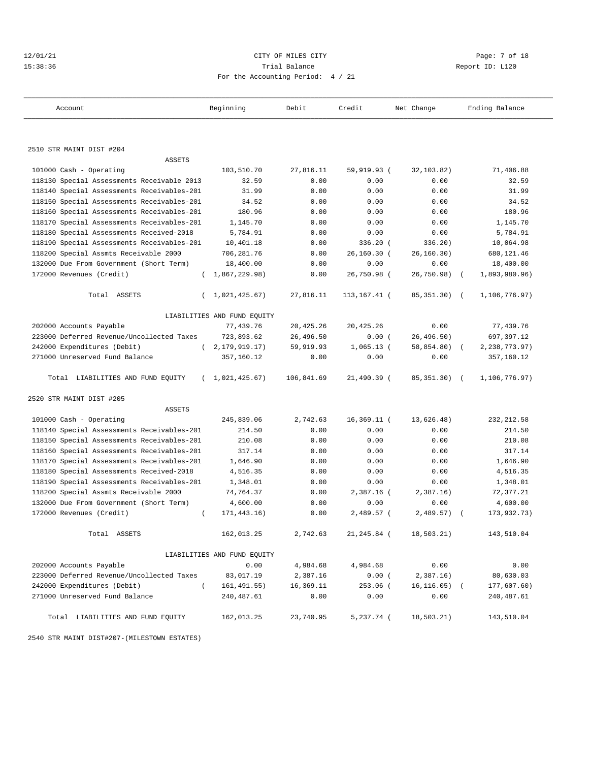12/01/21 CITY OF MILES CITY
15:38:36 Trial Balance Report ID: L120
For the Accounting Period: 4 / 21

| Account | Beginning | Debit | Credit | Net Change | Ending Balance |
|---|---|---|---|---|---|
| **2510 STR MAINT DIST #204** | | | | | |
| ASSETS | | | | | |
| 101000 Cash - Operating | 103,510.70 | 27,816.11 | 59,919.93 | ( 32,103.82) | 71,406.88 |
| 118130 Special Assessments Receivable 2013 | 32.59 | 0.00 | 0.00 | 0.00 | 32.59 |
| 118140 Special Assessments Receivables-201 | 31.99 | 0.00 | 0.00 | 0.00 | 31.99 |
| 118150 Special Assessments Receivables-201 | 34.52 | 0.00 | 0.00 | 0.00 | 34.52 |
| 118160 Special Assessments Receivables-201 | 180.96 | 0.00 | 0.00 | 0.00 | 180.96 |
| 118170 Special Assessments Receivables-201 | 1,145.70 | 0.00 | 0.00 | 0.00 | 1,145.70 |
| 118180 Special Assessments Received-2018 | 5,784.91 | 0.00 | 0.00 | 0.00 | 5,784.91 |
| 118190 Special Assessments Receivables-201 | 10,401.18 | 0.00 | 336.20 | ( 336.20) | 10,064.98 |
| 118200 Special Assmts Receivable 2000 | 706,281.76 | 0.00 | 26,160.30 | ( 26,160.30) | 680,121.46 |
| 132000 Due From Government (Short Term) | 18,400.00 | 0.00 | 0.00 | 0.00 | 18,400.00 |
| 172000 Revenues (Credit) | ( 1,867,229.98) | 0.00 | 26,750.98 | ( 26,750.98) | ( 1,893,980.96) |
| Total ASSETS | ( 1,021,425.67) | 27,816.11 | 113,167.41 | ( 85,351.30) | ( 1,106,776.97) |
| LIABILITIES AND FUND EQUITY | | | | | |
| 202000 Accounts Payable | 77,439.76 | 20,425.26 | 20,425.26 | 0.00 | 77,439.76 |
| 223000 Deferred Revenue/Uncollected Taxes | 723,893.62 | 26,496.50 | 0.00 | ( 26,496.50) | 697,397.12 |
| 242000 Expenditures (Debit) | ( 2,179,919.17) | 59,919.93 | 1,065.13 | ( 58,854.80) | ( 2,238,773.97) |
| 271000 Unreserved Fund Balance | 357,160.12 | 0.00 | 0.00 | 0.00 | 357,160.12 |
| Total LIABILITIES AND FUND EQUITY | ( 1,021,425.67) | 106,841.69 | 21,490.39 | ( 85,351.30) | ( 1,106,776.97) |
| **2520 STR MAINT DIST #205** | | | | | |
| ASSETS | | | | | |
| 101000 Cash - Operating | 245,839.06 | 2,742.63 | 16,369.11 | ( 13,626.48) | 232,212.58 |
| 118140 Special Assessments Receivables-201 | 214.50 | 0.00 | 0.00 | 0.00 | 214.50 |
| 118150 Special Assessments Receivables-201 | 210.08 | 0.00 | 0.00 | 0.00 | 210.08 |
| 118160 Special Assessments Receivables-201 | 317.14 | 0.00 | 0.00 | 0.00 | 317.14 |
| 118170 Special Assessments Receivables-201 | 1,646.90 | 0.00 | 0.00 | 0.00 | 1,646.90 |
| 118180 Special Assessments Received-2018 | 4,516.35 | 0.00 | 0.00 | 0.00 | 4,516.35 |
| 118190 Special Assessments Receivables-201 | 1,348.01 | 0.00 | 0.00 | 0.00 | 1,348.01 |
| 118200 Special Assmts Receivable 2000 | 74,764.37 | 0.00 | 2,387.16 | ( 2,387.16) | 72,377.21 |
| 132000 Due From Government (Short Term) | 4,600.00 | 0.00 | 0.00 | 0.00 | 4,600.00 |
| 172000 Revenues (Credit) | ( 171,443.16) | 0.00 | 2,489.57 | ( 2,489.57) | ( 173,932.73) |
| Total ASSETS | 162,013.25 | 2,742.63 | 21,245.84 | ( 18,503.21) | 143,510.04 |
| LIABILITIES AND FUND EQUITY | | | | | |
| 202000 Accounts Payable | 0.00 | 4,984.68 | 4,984.68 | 0.00 | 0.00 |
| 223000 Deferred Revenue/Uncollected Taxes | 83,017.19 | 2,387.16 | 0.00 | ( 2,387.16) | 80,630.03 |
| 242000 Expenditures (Debit) | ( 161,491.55) | 16,369.11 | 253.06 | ( 16,116.05) | ( 177,607.60) |
| 271000 Unreserved Fund Balance | 240,487.61 | 0.00 | 0.00 | 0.00 | 240,487.61 |
| Total LIABILITIES AND FUND EQUITY | 162,013.25 | 23,740.95 | 5,237.74 | ( 18,503.21) | 143,510.04 |
| **2540 STR MAINT DIST#207-(MILESTOWN ESTATES)** | | | | | |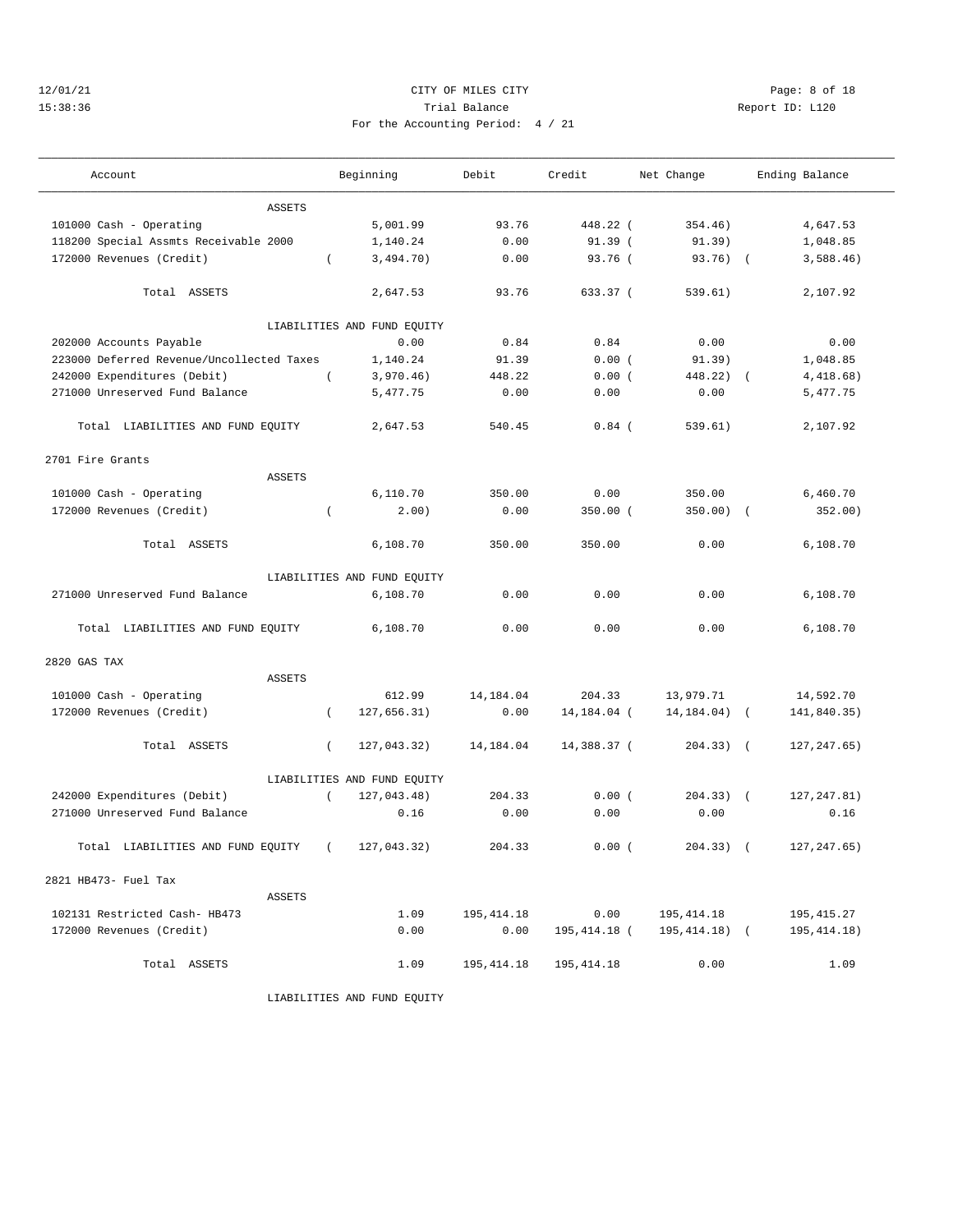# CITY OF MILES CITY

Trial Balance

For the Accounting Period: 4 / 21

12/01/21 15:38:36 — Report ID: L120

| Account | Beginning | Debit | Credit | Net Change | Ending Balance |
|---|---|---|---|---|---|
| ASSETS | | | | | |
| 101000 Cash - Operating | 5,001.99 | 93.76 | 448.22 | (354.46) | 4,647.53 |
| 118200 Special Assmts Receivable 2000 | 1,140.24 | 0.00 | 91.39 | (91.39) | 1,048.85 |
| 172000 Revenues (Credit) | (3,494.70) | 0.00 | 93.76 | (93.76) | (3,588.46) |
| Total ASSETS | 2,647.53 | 93.76 | 633.37 | (539.61) | 2,107.92 |
| LIABILITIES AND FUND EQUITY | | | | | |
| 202000 Accounts Payable | 0.00 | 0.84 | 0.84 | 0.00 | 0.00 |
| 223000 Deferred Revenue/Uncollected Taxes | 1,140.24 | 91.39 | 0.00 | (91.39) | 1,048.85 |
| 242000 Expenditures (Debit) | (3,970.46) | 448.22 | 0.00 | (448.22) | (4,418.68) |
| 271000 Unreserved Fund Balance | 5,477.75 | 0.00 | 0.00 | 0.00 | 5,477.75 |
| Total LIABILITIES AND FUND EQUITY | 2,647.53 | 540.45 | 0.84 | (539.61) | 2,107.92 |

## 2701 Fire Grants

| Account | Beginning | Debit | Credit | Net Change | Ending Balance |
|---|---|---|---|---|---|
| ASSETS | | | | | |
| 101000 Cash - Operating | 6,110.70 | 350.00 | 0.00 | 350.00 | 6,460.70 |
| 172000 Revenues (Credit) | (2.00) | 0.00 | 350.00 | (350.00) | (352.00) |
| Total ASSETS | 6,108.70 | 350.00 | 350.00 | 0.00 | 6,108.70 |
| LIABILITIES AND FUND EQUITY | | | | | |
| 271000 Unreserved Fund Balance | 6,108.70 | 0.00 | 0.00 | 0.00 | 6,108.70 |
| Total LIABILITIES AND FUND EQUITY | 6,108.70 | 0.00 | 0.00 | 0.00 | 6,108.70 |

## 2820 GAS TAX

| Account | Beginning | Debit | Credit | Net Change | Ending Balance |
|---|---|---|---|---|---|
| ASSETS | | | | | |
| 101000 Cash - Operating | 612.99 | 14,184.04 | 204.33 | 13,979.71 | 14,592.70 |
| 172000 Revenues (Credit) | (127,656.31) | 0.00 | 14,184.04 | (14,184.04) | (141,840.35) |
| Total ASSETS | (127,043.32) | 14,184.04 | 14,388.37 | (204.33) | (127,247.65) |
| LIABILITIES AND FUND EQUITY | | | | | |
| 242000 Expenditures (Debit) | (127,043.48) | 204.33 | 0.00 | (204.33) | (127,247.81) |
| 271000 Unreserved Fund Balance | 0.16 | 0.00 | 0.00 | 0.00 | 0.16 |
| Total LIABILITIES AND FUND EQUITY | (127,043.32) | 204.33 | 0.00 | (204.33) | (127,247.65) |

## 2821 HB473- Fuel Tax

| Account | Beginning | Debit | Credit | Net Change | Ending Balance |
|---|---|---|---|---|---|
| ASSETS | | | | | |
| 102131 Restricted Cash- HB473 | 1.09 | 195,414.18 | 0.00 | 195,414.18 | 195,415.27 |
| 172000 Revenues (Credit) | 0.00 | 0.00 | 195,414.18 | (195,414.18) | (195,414.18) |
| Total ASSETS | 1.09 | 195,414.18 | 195,414.18 | 0.00 | 1.09 |
| LIABILITIES AND FUND EQUITY | | | | | |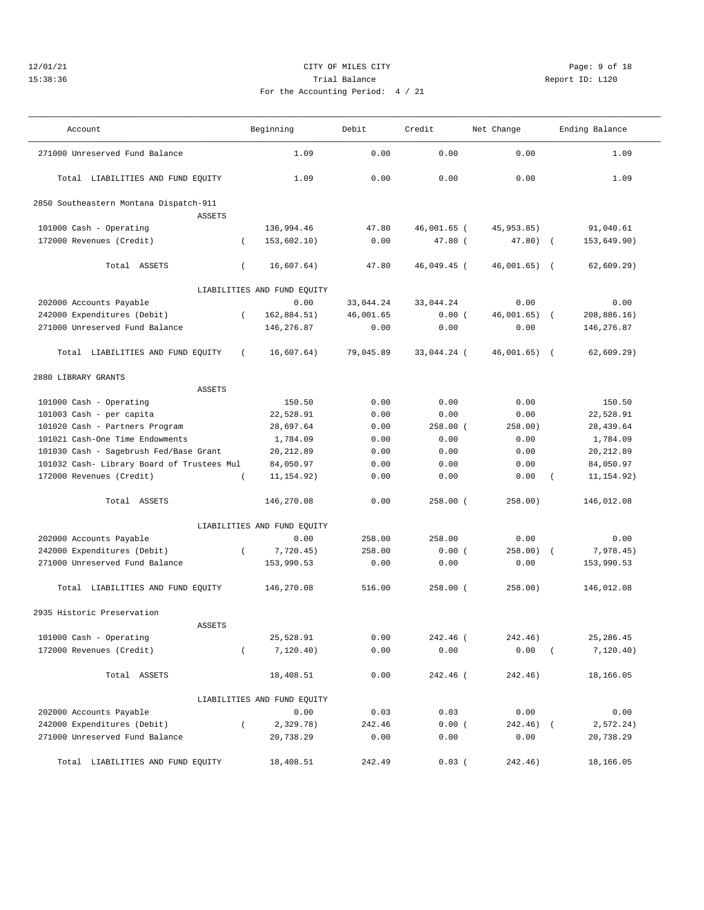CITY OF MILES CITY
Trial Balance
For the Accounting Period: 4 / 21

12/01/21
15:38:36

Report ID: L120

| Account | Beginning | Debit | Credit | Net Change | Ending Balance |
|---|---|---|---|---|---|
| 271000 Unreserved Fund Balance | 1.09 | 0.00 | 0.00 | 0.00 | 1.09 |
| Total LIABILITIES AND FUND EQUITY | 1.09 | 0.00 | 0.00 | 0.00 | 1.09 |
| **2850 Southeastern Montana Dispatch-911** | | | | | |
| ASSETS | | | | | |
| 101000 Cash - Operating | 136,994.46 | 47.80 | 46,001.65 | ( 45,953.85) | 91,040.61 |
| 172000 Revenues (Credit) | ( 153,602.10) | 0.00 | 47.80 | ( 47.80) | ( 153,649.90) |
| Total ASSETS | ( 16,607.64) | 47.80 | 46,049.45 | ( 46,001.65) | ( 62,609.29) |
| LIABILITIES AND FUND EQUITY | | | | | |
| 202000 Accounts Payable | 0.00 | 33,044.24 | 33,044.24 | 0.00 | 0.00 |
| 242000 Expenditures (Debit) | ( 162,884.51) | 46,001.65 | 0.00 | ( 46,001.65) | ( 208,886.16) |
| 271000 Unreserved Fund Balance | 146,276.87 | 0.00 | 0.00 | 0.00 | 146,276.87 |
| Total LIABILITIES AND FUND EQUITY | ( 16,607.64) | 79,045.89 | 33,044.24 | ( 46,001.65) | ( 62,609.29) |
| **2880 LIBRARY GRANTS** | | | | | |
| ASSETS | | | | | |
| 101000 Cash - Operating | 150.50 | 0.00 | 0.00 | 0.00 | 150.50 |
| 101003 Cash - per capita | 22,528.91 | 0.00 | 0.00 | 0.00 | 22,528.91 |
| 101020 Cash - Partners Program | 28,697.64 | 0.00 | 258.00 | ( 258.00) | 28,439.64 |
| 101021 Cash-One Time Endowments | 1,784.09 | 0.00 | 0.00 | 0.00 | 1,784.09 |
| 101030 Cash - Sagebrush Fed/Base Grant | 20,212.89 | 0.00 | 0.00 | 0.00 | 20,212.89 |
| 101032 Cash- Library Board of Trustees Mul | 84,050.97 | 0.00 | 0.00 | 0.00 | 84,050.97 |
| 172000 Revenues (Credit) | ( 11,154.92) | 0.00 | 0.00 | 0.00 | ( 11,154.92) |
| Total ASSETS | 146,270.08 | 0.00 | 258.00 | ( 258.00) | 146,012.08 |
| LIABILITIES AND FUND EQUITY | | | | | |
| 202000 Accounts Payable | 0.00 | 258.00 | 258.00 | 0.00 | 0.00 |
| 242000 Expenditures (Debit) | ( 7,720.45) | 258.00 | 0.00 | ( 258.00) | ( 7,978.45) |
| 271000 Unreserved Fund Balance | 153,990.53 | 0.00 | 0.00 | 0.00 | 153,990.53 |
| Total LIABILITIES AND FUND EQUITY | 146,270.08 | 516.00 | 258.00 | ( 258.00) | 146,012.08 |
| **2935 Historic Preservation** | | | | | |
| ASSETS | | | | | |
| 101000 Cash - Operating | 25,528.91 | 0.00 | 242.46 | ( 242.46) | 25,286.45 |
| 172000 Revenues (Credit) | ( 7,120.40) | 0.00 | 0.00 | 0.00 | ( 7,120.40) |
| Total ASSETS | 18,408.51 | 0.00 | 242.46 | ( 242.46) | 18,166.05 |
| LIABILITIES AND FUND EQUITY | | | | | |
| 202000 Accounts Payable | 0.00 | 0.03 | 0.03 | 0.00 | 0.00 |
| 242000 Expenditures (Debit) | ( 2,329.78) | 242.46 | 0.00 | ( 242.46) | ( 2,572.24) |
| 271000 Unreserved Fund Balance | 20,738.29 | 0.00 | 0.00 | 0.00 | 20,738.29 |
| Total LIABILITIES AND FUND EQUITY | 18,408.51 | 242.49 | 0.03 | ( 242.46) | 18,166.05 |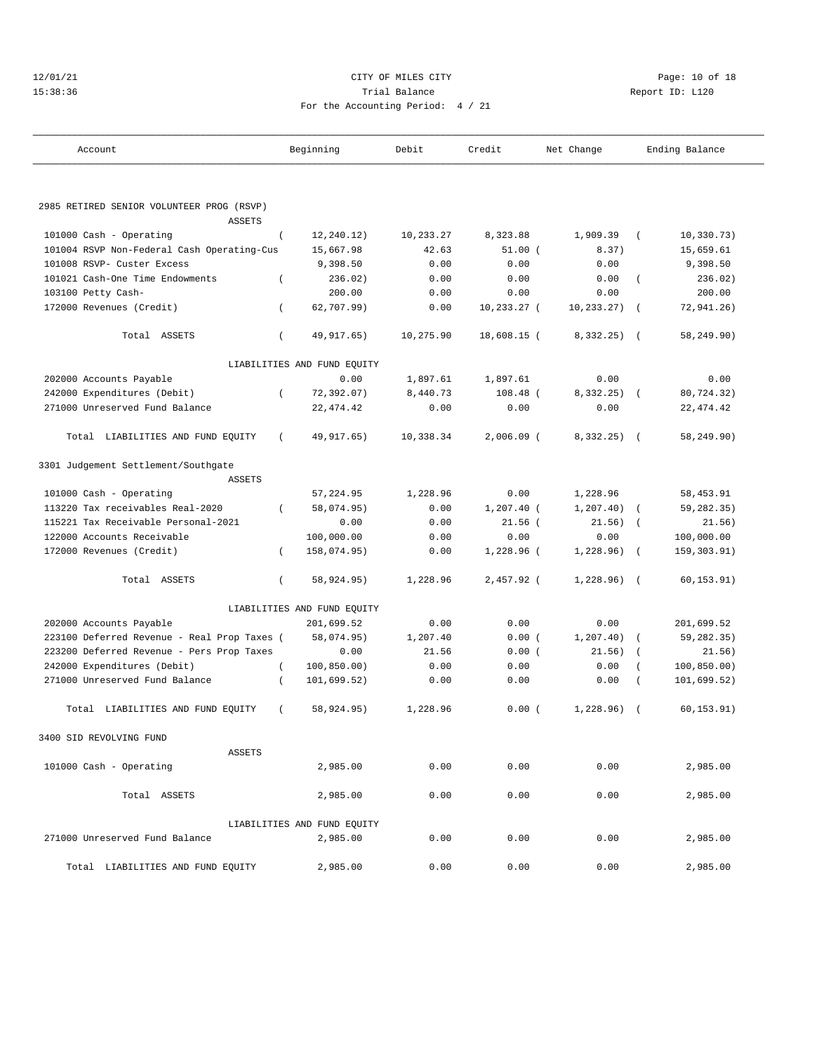CITY OF MILES CITY
Trial Balance
For the Accounting Period: 4 / 21

12/01/21
15:38:36

Report ID: L120

| Account | Beginning | Debit | Credit | Net Change | Ending Balance |
|---|---|---|---|---|---|
| **2985 RETIRED SENIOR VOLUNTEER PROG (RSVP)** | | | | | |
| ASSETS | | | | | |
| 101000 Cash - Operating | ( 12,240.12) | 10,233.27 | 8,323.88 | 1,909.39 | ( 10,330.73) |
| 101004 RSVP Non-Federal Cash Operating-Cus | 15,667.98 | 42.63 | 51.00 | ( 8.37) | 15,659.61 |
| 101008 RSVP- Custer Excess | 9,398.50 | 0.00 | 0.00 | 0.00 | 9,398.50 |
| 101021 Cash-One Time Endowments | ( 236.02) | 0.00 | 0.00 | 0.00 | ( 236.02) |
| 103100 Petty Cash- | 200.00 | 0.00 | 0.00 | 0.00 | 200.00 |
| 172000 Revenues (Credit) | ( 62,707.99) | 0.00 | 10,233.27 | ( 10,233.27) | ( 72,941.26) |
| Total ASSETS | ( 49,917.65) | 10,275.90 | 18,608.15 | ( 8,332.25) | ( 58,249.90) |
| LIABILITIES AND FUND EQUITY | | | | | |
| 202000 Accounts Payable | 0.00 | 1,897.61 | 1,897.61 | 0.00 | 0.00 |
| 242000 Expenditures (Debit) | ( 72,392.07) | 8,440.73 | 108.48 | ( 8,332.25) | ( 80,724.32) |
| 271000 Unreserved Fund Balance | 22,474.42 | 0.00 | 0.00 | 0.00 | 22,474.42 |
| Total LIABILITIES AND FUND EQUITY | ( 49,917.65) | 10,338.34 | 2,006.09 | ( 8,332.25) | ( 58,249.90) |
| **3301 Judgement Settlement/Southgate** | | | | | |
| ASSETS | | | | | |
| 101000 Cash - Operating | 57,224.95 | 1,228.96 | 0.00 | 1,228.96 | 58,453.91 |
| 113220 Tax receivables Real-2020 | ( 58,074.95) | 0.00 | 1,207.40 | ( 1,207.40) | ( 59,282.35) |
| 115221 Tax Receivable Personal-2021 | 0.00 | 0.00 | 21.56 | ( 21.56) | ( 21.56) |
| 122000 Accounts Receivable | 100,000.00 | 0.00 | 0.00 | 0.00 | 100,000.00 |
| 172000 Revenues (Credit) | ( 158,074.95) | 0.00 | 1,228.96 | ( 1,228.96) | ( 159,303.91) |
| Total ASSETS | ( 58,924.95) | 1,228.96 | 2,457.92 | ( 1,228.96) | ( 60,153.91) |
| LIABILITIES AND FUND EQUITY | | | | | |
| 202000 Accounts Payable | 201,699.52 | 0.00 | 0.00 | 0.00 | 201,699.52 |
| 223100 Deferred Revenue - Real Prop Taxes | ( 58,074.95) | 1,207.40 | 0.00 | ( 1,207.40) | ( 59,282.35) |
| 223200 Deferred Revenue - Pers Prop Taxes | 0.00 | 21.56 | 0.00 | ( 21.56) | ( 21.56) |
| 242000 Expenditures (Debit) | ( 100,850.00) | 0.00 | 0.00 | 0.00 | ( 100,850.00) |
| 271000 Unreserved Fund Balance | ( 101,699.52) | 0.00 | 0.00 | 0.00 | ( 101,699.52) |
| Total LIABILITIES AND FUND EQUITY | ( 58,924.95) | 1,228.96 | 0.00 | ( 1,228.96) | ( 60,153.91) |
| **3400 SID REVOLVING FUND** | | | | | |
| ASSETS | | | | | |
| 101000 Cash - Operating | 2,985.00 | 0.00 | 0.00 | 0.00 | 2,985.00 |
| Total ASSETS | 2,985.00 | 0.00 | 0.00 | 0.00 | 2,985.00 |
| LIABILITIES AND FUND EQUITY | | | | | |
| 271000 Unreserved Fund Balance | 2,985.00 | 0.00 | 0.00 | 0.00 | 2,985.00 |
| Total LIABILITIES AND FUND EQUITY | 2,985.00 | 0.00 | 0.00 | 0.00 | 2,985.00 |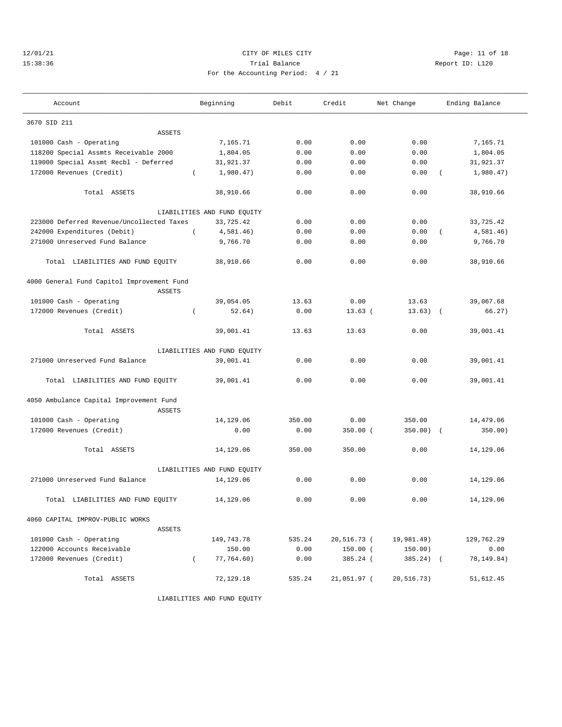CITY OF MILES CITY
Trial Balance
For the Accounting Period: 4 / 21

12/01/21
15:38:36

Report ID: L120

| Account | Beginning | Debit | Credit | Net Change | Ending Balance |
|---|---|---|---|---|---|
| **3670 SID 211** | | | | | |
| ASSETS | | | | | |
| 101000 Cash - Operating | 7,165.71 | 0.00 | 0.00 | 0.00 | 7,165.71 |
| 118200 Special Assmts Receivable 2000 | 1,804.05 | 0.00 | 0.00 | 0.00 | 1,804.05 |
| 119000 Special Assmt Recbl - Deferred | 31,921.37 | 0.00 | 0.00 | 0.00 | 31,921.37 |
| 172000 Revenues (Credit) | ( 1,980.47) | 0.00 | 0.00 | 0.00 | ( 1,980.47) |
| Total ASSETS | 38,910.66 | 0.00 | 0.00 | 0.00 | 38,910.66 |
| LIABILITIES AND FUND EQUITY | | | | | |
| 223000 Deferred Revenue/Uncollected Taxes | 33,725.42 | 0.00 | 0.00 | 0.00 | 33,725.42 |
| 242000 Expenditures (Debit) | ( 4,581.46) | 0.00 | 0.00 | 0.00 | ( 4,581.46) |
| 271000 Unreserved Fund Balance | 9,766.70 | 0.00 | 0.00 | 0.00 | 9,766.70 |
| Total LIABILITIES AND FUND EQUITY | 38,910.66 | 0.00 | 0.00 | 0.00 | 38,910.66 |
| **4000 General Fund Capitol Improvement Fund** | | | | | |
| ASSETS | | | | | |
| 101000 Cash - Operating | 39,054.05 | 13.63 | 0.00 | 13.63 | 39,067.68 |
| 172000 Revenues (Credit) | ( 52.64) | 0.00 | 13.63 | ( 13.63) | ( 66.27) |
| Total ASSETS | 39,001.41 | 13.63 | 13.63 | 0.00 | 39,001.41 |
| LIABILITIES AND FUND EQUITY | | | | | |
| 271000 Unreserved Fund Balance | 39,001.41 | 0.00 | 0.00 | 0.00 | 39,001.41 |
| Total LIABILITIES AND FUND EQUITY | 39,001.41 | 0.00 | 0.00 | 0.00 | 39,001.41 |
| **4050 Ambulance Capital Improvement Fund** | | | | | |
| ASSETS | | | | | |
| 101000 Cash - Operating | 14,129.06 | 350.00 | 0.00 | 350.00 | 14,479.06 |
| 172000 Revenues (Credit) | 0.00 | 0.00 | 350.00 | ( 350.00) | ( 350.00) |
| Total ASSETS | 14,129.06 | 350.00 | 350.00 | 0.00 | 14,129.06 |
| LIABILITIES AND FUND EQUITY | | | | | |
| 271000 Unreserved Fund Balance | 14,129.06 | 0.00 | 0.00 | 0.00 | 14,129.06 |
| Total LIABILITIES AND FUND EQUITY | 14,129.06 | 0.00 | 0.00 | 0.00 | 14,129.06 |
| **4060 CAPITAL IMPROV-PUBLIC WORKS** | | | | | |
| ASSETS | | | | | |
| 101000 Cash - Operating | 149,743.78 | 535.24 | 20,516.73 | ( 19,981.49) | 129,762.29 |
| 122000 Accounts Receivable | 150.00 | 0.00 | 150.00 | ( 150.00) | 0.00 |
| 172000 Revenues (Credit) | ( 77,764.60) | 0.00 | 385.24 | ( 385.24) | ( 78,149.84) |
| Total ASSETS | 72,129.18 | 535.24 | 21,051.97 | ( 20,516.73) | 51,612.45 |
| LIABILITIES AND FUND EQUITY | | | | | |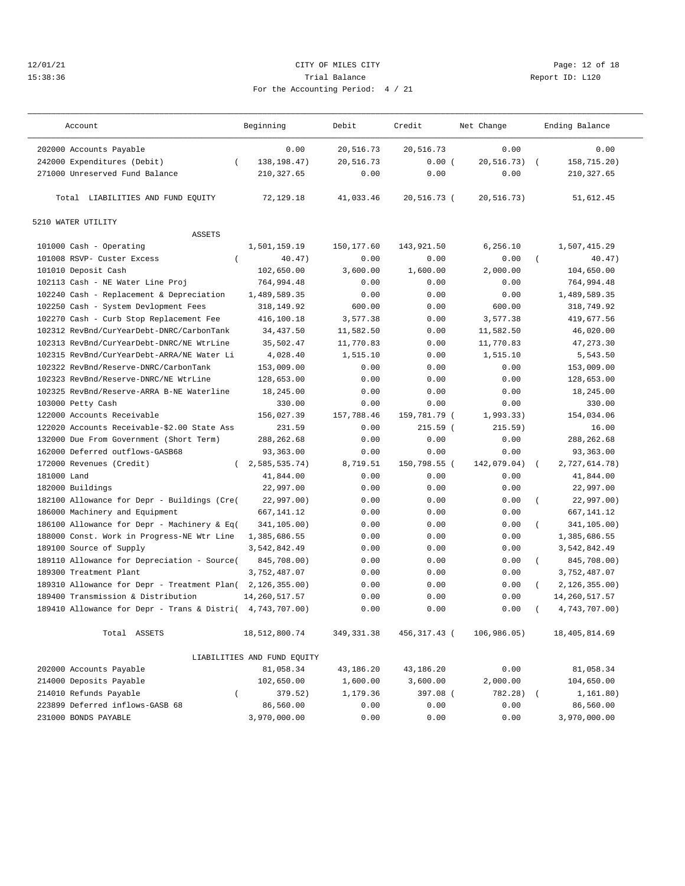12/01/21 CITY OF MILES CITY
15:38:36 Trial Balance Report ID: L120
For the Accounting Period: 4 / 21

| Account | Beginning | Debit | Credit | Net Change | Ending Balance |
|---|---|---|---|---|---|
| 202000 Accounts Payable | 0.00 | 20,516.73 | 20,516.73 | 0.00 | 0.00 |
| 242000 Expenditures (Debit) | ( 138,198.47) | 20,516.73 | 0.00 ( | 20,516.73) ( | 158,715.20) |
| 271000 Unreserved Fund Balance | 210,327.65 | 0.00 | 0.00 | 0.00 | 210,327.65 |
| Total LIABILITIES AND FUND EQUITY | 72,129.18 | 41,033.46 | 20,516.73 ( | 20,516.73) | 51,612.45 |
| 5210 WATER UTILITY | | | | | |
| ASSETS | | | | | |
| 101000 Cash - Operating | 1,501,159.19 | 150,177.60 | 143,921.50 | 6,256.10 | 1,507,415.29 |
| 101008 RSVP- Custer Excess | ( 40.47) | 0.00 | 0.00 | 0.00 ( | 40.47) |
| 101010 Deposit Cash | 102,650.00 | 3,600.00 | 1,600.00 | 2,000.00 | 104,650.00 |
| 102113 Cash - NE Water Line Proj | 764,994.48 | 0.00 | 0.00 | 0.00 | 764,994.48 |
| 102240 Cash - Replacement & Depreciation | 1,489,589.35 | 0.00 | 0.00 | 0.00 | 1,489,589.35 |
| 102250 Cash - System Devlopment Fees | 318,149.92 | 600.00 | 0.00 | 600.00 | 318,749.92 |
| 102270 Cash - Curb Stop Replacement Fee | 416,100.18 | 3,577.38 | 0.00 | 3,577.38 | 419,677.56 |
| 102312 RevBnd/CurYearDebt-DNRC/CarbonTank | 34,437.50 | 11,582.50 | 0.00 | 11,582.50 | 46,020.00 |
| 102313 RevBnd/CurYearDebt-DNRC/NE WtrLine | 35,502.47 | 11,770.83 | 0.00 | 11,770.83 | 47,273.30 |
| 102315 RevBnd/CurYearDebt-ARRA/NE Water Li | 4,028.40 | 1,515.10 | 0.00 | 1,515.10 | 5,543.50 |
| 102322 RevBnd/Reserve-DNRC/CarbonTank | 153,009.00 | 0.00 | 0.00 | 0.00 | 153,009.00 |
| 102323 RevBnd/Reserve-DNRC/NE WtrLine | 128,653.00 | 0.00 | 0.00 | 0.00 | 128,653.00 |
| 102325 RevBnd/Reserve-ARRA B-NE Waterline | 18,245.00 | 0.00 | 0.00 | 0.00 | 18,245.00 |
| 103000 Petty Cash | 330.00 | 0.00 | 0.00 | 0.00 | 330.00 |
| 122000 Accounts Receivable | 156,027.39 | 157,788.46 | 159,781.79 ( | 1,993.33) | 154,034.06 |
| 122020 Accounts Receivable-$2.00 State Ass | 231.59 | 0.00 | 215.59 ( | 215.59) | 16.00 |
| 132000 Due From Government (Short Term) | 288,262.68 | 0.00 | 0.00 | 0.00 | 288,262.68 |
| 162000 Deferred outflows-GASB68 | 93,363.00 | 0.00 | 0.00 | 0.00 | 93,363.00 |
| 172000 Revenues (Credit) | ( 2,585,535.74) | 8,719.51 | 150,798.55 ( | 142,079.04) ( | 2,727,614.78) |
| 181000 Land | 41,844.00 | 0.00 | 0.00 | 0.00 | 41,844.00 |
| 182000 Buildings | 22,997.00 | 0.00 | 0.00 | 0.00 | 22,997.00 |
| 182100 Allowance for Depr - Buildings (Cre( | 22,997.00) | 0.00 | 0.00 | 0.00 ( | 22,997.00) |
| 186000 Machinery and Equipment | 667,141.12 | 0.00 | 0.00 | 0.00 | 667,141.12 |
| 186100 Allowance for Depr - Machinery & Eq( | 341,105.00) | 0.00 | 0.00 | 0.00 ( | 341,105.00) |
| 188000 Const. Work in Progress-NE Wtr Line | 1,385,686.55 | 0.00 | 0.00 | 0.00 | 1,385,686.55 |
| 189100 Source of Supply | 3,542,842.49 | 0.00 | 0.00 | 0.00 | 3,542,842.49 |
| 189110 Allowance for Depreciation - Source( | 845,708.00) | 0.00 | 0.00 | 0.00 ( | 845,708.00) |
| 189300 Treatment Plant | 3,752,487.07 | 0.00 | 0.00 | 0.00 | 3,752,487.07 |
| 189310 Allowance for Depr - Treatment Plan( | 2,126,355.00) | 0.00 | 0.00 | 0.00 ( | 2,126,355.00) |
| 189400 Transmission & Distribution | 14,260,517.57 | 0.00 | 0.00 | 0.00 | 14,260,517.57 |
| 189410 Allowance for Depr - Trans & Distri( | 4,743,707.00) | 0.00 | 0.00 | 0.00 ( | 4,743,707.00) |
| Total ASSETS | 18,512,800.74 | 349,331.38 | 456,317.43 ( | 106,986.05) | 18,405,814.69 |
| LIABILITIES AND FUND EQUITY | | | | | |
| 202000 Accounts Payable | 81,058.34 | 43,186.20 | 43,186.20 | 0.00 | 81,058.34 |
| 214000 Deposits Payable | 102,650.00 | 1,600.00 | 3,600.00 | 2,000.00 | 104,650.00 |
| 214010 Refunds Payable | ( 379.52) | 1,179.36 | 397.08 ( | 782.28) ( | 1,161.80) |
| 223899 Deferred inflows-GASB 68 | 86,560.00 | 0.00 | 0.00 | 0.00 | 86,560.00 |
| 231000 BONDS PAYABLE | 3,970,000.00 | 0.00 | 0.00 | 0.00 | 3,970,000.00 |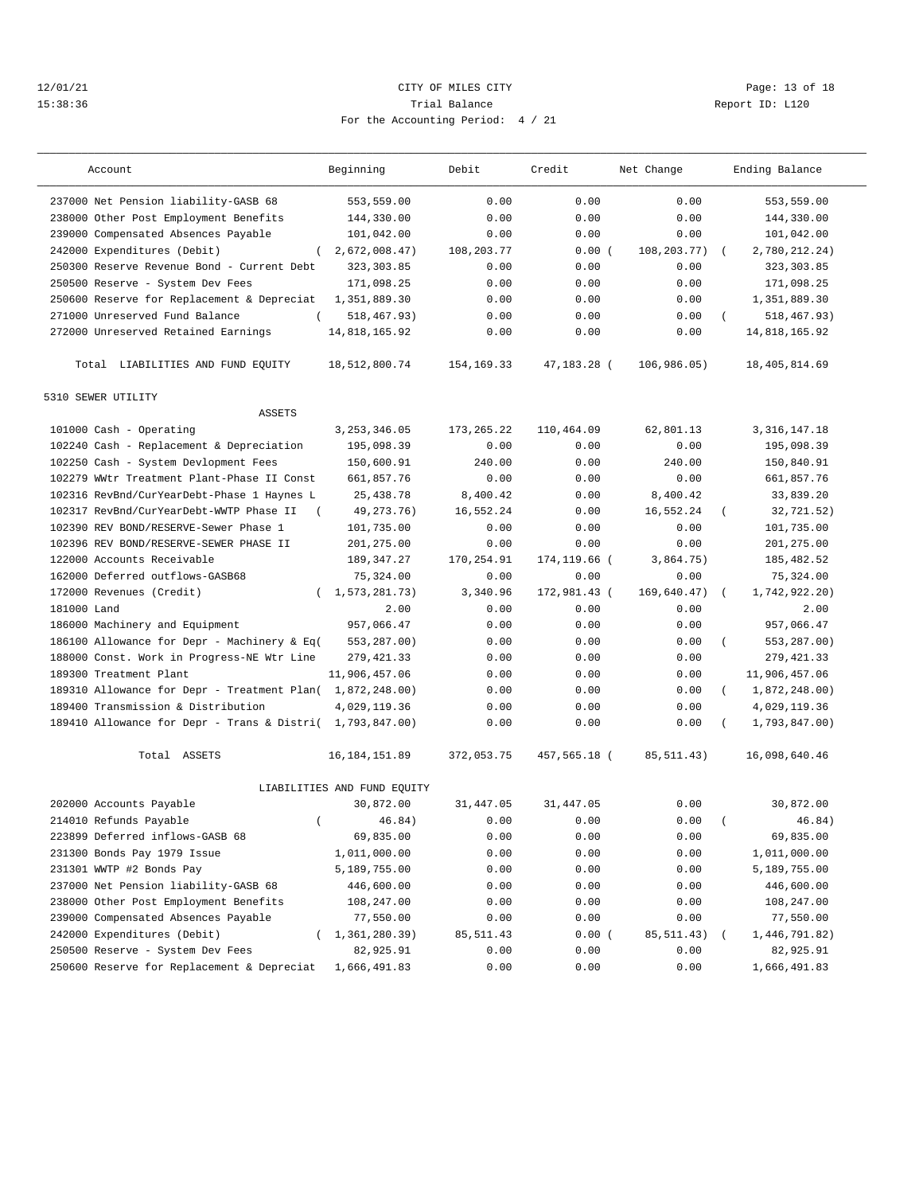12/01/21 CITY OF MILES CITY
15:38:36 Trial Balance Report ID: L120
For the Accounting Period: 4 / 21

| Account | Beginning | Debit | Credit | Net Change | Ending Balance |
|---|---|---|---|---|---|
| 237000 Net Pension liability-GASB 68 | 553,559.00 | 0.00 | 0.00 | 0.00 | 553,559.00 |
| 238000 Other Post Employment Benefits | 144,330.00 | 0.00 | 0.00 | 0.00 | 144,330.00 |
| 239000 Compensated Absences Payable | 101,042.00 | 0.00 | 0.00 | 0.00 | 101,042.00 |
| 242000 Expenditures (Debit) | ( 2,672,008.47) | 108,203.77 | 0.00 | ( 108,203.77) | ( 2,780,212.24) |
| 250300 Reserve Revenue Bond - Current Debt | 323,303.85 | 0.00 | 0.00 | 0.00 | 323,303.85 |
| 250500 Reserve - System Dev Fees | 171,098.25 | 0.00 | 0.00 | 0.00 | 171,098.25 |
| 250600 Reserve for Replacement & Depreciat | 1,351,889.30 | 0.00 | 0.00 | 0.00 | 1,351,889.30 |
| 271000 Unreserved Fund Balance | ( 518,467.93) | 0.00 | 0.00 | 0.00 | ( 518,467.93) |
| 272000 Unreserved Retained Earnings | 14,818,165.92 | 0.00 | 0.00 | 0.00 | 14,818,165.92 |
| Total LIABILITIES AND FUND EQUITY | 18,512,800.74 | 154,169.33 | 47,183.28 | ( 106,986.05) | 18,405,814.69 |
| **5310 SEWER UTILITY** | | | | | |
| ASSETS | | | | | |
| 101000 Cash - Operating | 3,253,346.05 | 173,265.22 | 110,464.09 | 62,801.13 | 3,316,147.18 |
| 102240 Cash - Replacement & Depreciation | 195,098.39 | 0.00 | 0.00 | 0.00 | 195,098.39 |
| 102250 Cash - System Devlopment Fees | 150,600.91 | 240.00 | 0.00 | 240.00 | 150,840.91 |
| 102279 WWtr Treatment Plant-Phase II Const | 661,857.76 | 0.00 | 0.00 | 0.00 | 661,857.76 |
| 102316 RevBnd/CurYearDebt-Phase 1 Haynes L | 25,438.78 | 8,400.42 | 0.00 | 8,400.42 | 33,839.20 |
| 102317 RevBnd/CurYearDebt-WWTP Phase II | ( 49,273.76) | 16,552.24 | 0.00 | 16,552.24 | ( 32,721.52) |
| 102390 REV BOND/RESERVE-Sewer Phase 1 | 101,735.00 | 0.00 | 0.00 | 0.00 | 101,735.00 |
| 102396 REV BOND/RESERVE-SEWER PHASE II | 201,275.00 | 0.00 | 0.00 | 0.00 | 201,275.00 |
| 122000 Accounts Receivable | 189,347.27 | 170,254.91 | 174,119.66 | ( 3,864.75) | 185,482.52 |
| 162000 Deferred outflows-GASB68 | 75,324.00 | 0.00 | 0.00 | 0.00 | 75,324.00 |
| 172000 Revenues (Credit) | ( 1,573,281.73) | 3,340.96 | 172,981.43 | ( 169,640.47) | ( 1,742,922.20) |
| 181000 Land | 2.00 | 0.00 | 0.00 | 0.00 | 2.00 |
| 186000 Machinery and Equipment | 957,066.47 | 0.00 | 0.00 | 0.00 | 957,066.47 |
| 186100 Allowance for Depr - Machinery & Eq | ( 553,287.00) | 0.00 | 0.00 | 0.00 | ( 553,287.00) |
| 188000 Const. Work in Progress-NE Wtr Line | 279,421.33 | 0.00 | 0.00 | 0.00 | 279,421.33 |
| 189300 Treatment Plant | 11,906,457.06 | 0.00 | 0.00 | 0.00 | 11,906,457.06 |
| 189310 Allowance for Depr - Treatment Plan | ( 1,872,248.00) | 0.00 | 0.00 | 0.00 | ( 1,872,248.00) |
| 189400 Transmission & Distribution | 4,029,119.36 | 0.00 | 0.00 | 0.00 | 4,029,119.36 |
| 189410 Allowance for Depr - Trans & Distri | ( 1,793,847.00) | 0.00 | 0.00 | 0.00 | ( 1,793,847.00) |
| Total ASSETS | 16,184,151.89 | 372,053.75 | 457,565.18 | ( 85,511.43) | 16,098,640.46 |
| LIABILITIES AND FUND EQUITY | | | | | |
| 202000 Accounts Payable | 30,872.00 | 31,447.05 | 31,447.05 | 0.00 | 30,872.00 |
| 214010 Refunds Payable | ( 46.84) | 0.00 | 0.00 | 0.00 | ( 46.84) |
| 223899 Deferred inflows-GASB 68 | 69,835.00 | 0.00 | 0.00 | 0.00 | 69,835.00 |
| 231300 Bonds Pay 1979 Issue | 1,011,000.00 | 0.00 | 0.00 | 0.00 | 1,011,000.00 |
| 231301 WWTP #2 Bonds Pay | 5,189,755.00 | 0.00 | 0.00 | 0.00 | 5,189,755.00 |
| 237000 Net Pension liability-GASB 68 | 446,600.00 | 0.00 | 0.00 | 0.00 | 446,600.00 |
| 238000 Other Post Employment Benefits | 108,247.00 | 0.00 | 0.00 | 0.00 | 108,247.00 |
| 239000 Compensated Absences Payable | 77,550.00 | 0.00 | 0.00 | 0.00 | 77,550.00 |
| 242000 Expenditures (Debit) | ( 1,361,280.39) | 85,511.43 | 0.00 | ( 85,511.43) | ( 1,446,791.82) |
| 250500 Reserve - System Dev Fees | 82,925.91 | 0.00 | 0.00 | 0.00 | 82,925.91 |
| 250600 Reserve for Replacement & Depreciat | 1,666,491.83 | 0.00 | 0.00 | 0.00 | 1,666,491.83 |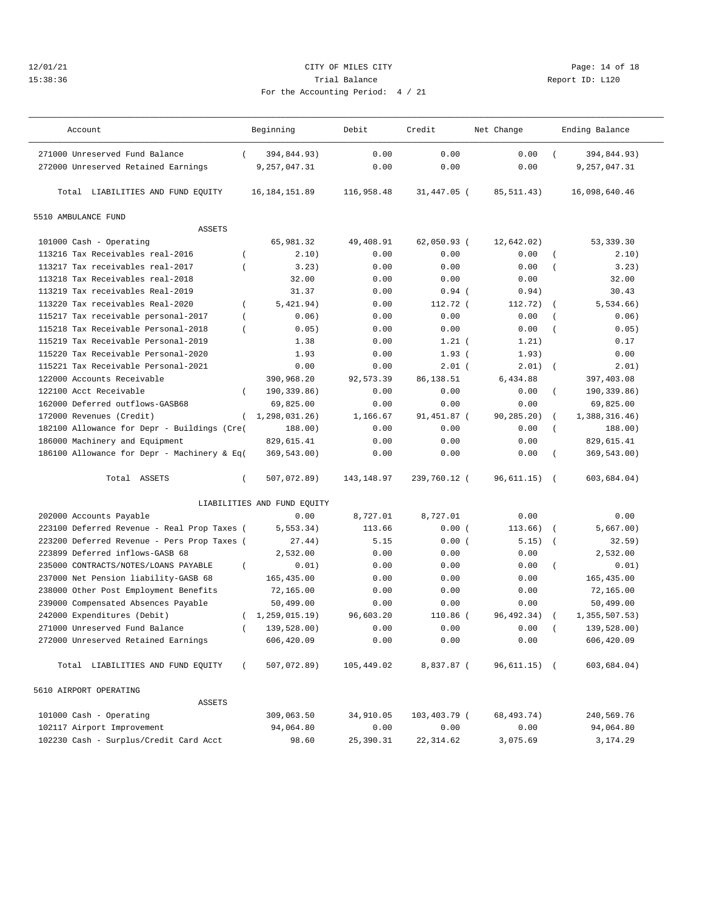CITY OF MILES CITY
Trial Balance
For the Accounting Period: 4 / 21

12/01/21
15:38:36

Report ID: L120

| Account | Beginning | Debit | Credit | Net Change | Ending Balance |
|---|---|---|---|---|---|
| 271000 Unreserved Fund Balance | ( 394,844.93) | 0.00 | 0.00 | 0.00 | ( 394,844.93) |
| 272000 Unreserved Retained Earnings | 9,257,047.31 | 0.00 | 0.00 | 0.00 | 9,257,047.31 |
| Total LIABILITIES AND FUND EQUITY | 16,184,151.89 | 116,958.48 | 31,447.05 | ( 85,511.43) | 16,098,640.46 |
| **5510 AMBULANCE FUND** | | | | | |
| ASSETS | | | | | |
| 101000 Cash - Operating | 65,981.32 | 49,408.91 | 62,050.93 | ( 12,642.02) | 53,339.30 |
| 113216 Tax Receivables real-2016 | ( 2.10) | 0.00 | 0.00 | 0.00 | ( 2.10) |
| 113217 Tax receivables real-2017 | ( 3.23) | 0.00 | 0.00 | 0.00 | ( 3.23) |
| 113218 Tax Receivables real-2018 | 32.00 | 0.00 | 0.00 | 0.00 | 32.00 |
| 113219 Tax receivables Real-2019 | 31.37 | 0.00 | 0.94 | ( 0.94) | 30.43 |
| 113220 Tax receivables Real-2020 | ( 5,421.94) | 0.00 | 112.72 | ( 112.72) | ( 5,534.66) |
| 115217 Tax receivable personal-2017 | ( 0.06) | 0.00 | 0.00 | 0.00 | ( 0.06) |
| 115218 Tax Receivable Personal-2018 | ( 0.05) | 0.00 | 0.00 | 0.00 | ( 0.05) |
| 115219 Tax Receivable Personal-2019 | 1.38 | 0.00 | 1.21 | ( 1.21) | 0.17 |
| 115220 Tax Receivable Personal-2020 | 1.93 | 0.00 | 1.93 | ( 1.93) | 0.00 |
| 115221 Tax Receivable Personal-2021 | 0.00 | 0.00 | 2.01 | ( 2.01) | ( 2.01) |
| 122000 Accounts Receivable | 390,968.20 | 92,573.39 | 86,138.51 | 6,434.88 | 397,403.08 |
| 122100 Acct Receivable | ( 190,339.86) | 0.00 | 0.00 | 0.00 | ( 190,339.86) |
| 162000 Deferred outflows-GASB68 | 69,825.00 | 0.00 | 0.00 | 0.00 | 69,825.00 |
| 172000 Revenues (Credit) | ( 1,298,031.26) | 1,166.67 | 91,451.87 | ( 90,285.20) | ( 1,388,316.46) |
| 182100 Allowance for Depr - Buildings (Cre( | 188.00) | 0.00 | 0.00 | 0.00 | ( 188.00) |
| 186000 Machinery and Equipment | 829,615.41 | 0.00 | 0.00 | 0.00 | 829,615.41 |
| 186100 Allowance for Depr - Machinery & Eq( | 369,543.00) | 0.00 | 0.00 | 0.00 | ( 369,543.00) |
| Total ASSETS | ( 507,072.89) | 143,148.97 | 239,760.12 | ( 96,611.15) | ( 603,684.04) |
| LIABILITIES AND FUND EQUITY | | | | | |
| 202000 Accounts Payable | 0.00 | 8,727.01 | 8,727.01 | 0.00 | 0.00 |
| 223100 Deferred Revenue - Real Prop Taxes ( | 5,553.34) | 113.66 | 0.00 | ( 113.66) | ( 5,667.00) |
| 223200 Deferred Revenue - Pers Prop Taxes ( | 27.44) | 5.15 | 0.00 | ( 5.15) | ( 32.59) |
| 223899 Deferred inflows-GASB 68 | 2,532.00 | 0.00 | 0.00 | 0.00 | 2,532.00 |
| 235000 CONTRACTS/NOTES/LOANS PAYABLE | ( 0.01) | 0.00 | 0.00 | 0.00 | ( 0.01) |
| 237000 Net Pension liability-GASB 68 | 165,435.00 | 0.00 | 0.00 | 0.00 | 165,435.00 |
| 238000 Other Post Employment Benefits | 72,165.00 | 0.00 | 0.00 | 0.00 | 72,165.00 |
| 239000 Compensated Absences Payable | 50,499.00 | 0.00 | 0.00 | 0.00 | 50,499.00 |
| 242000 Expenditures (Debit) | ( 1,259,015.19) | 96,603.20 | 110.86 | ( 96,492.34) | ( 1,355,507.53) |
| 271000 Unreserved Fund Balance | ( 139,528.00) | 0.00 | 0.00 | 0.00 | ( 139,528.00) |
| 272000 Unreserved Retained Earnings | 606,420.09 | 0.00 | 0.00 | 0.00 | 606,420.09 |
| Total LIABILITIES AND FUND EQUITY | ( 507,072.89) | 105,449.02 | 8,837.87 | ( 96,611.15) | ( 603,684.04) |
| **5610 AIRPORT OPERATING** | | | | | |
| ASSETS | | | | | |
| 101000 Cash - Operating | 309,063.50 | 34,910.05 | 103,403.79 | ( 68,493.74) | 240,569.76 |
| 102117 Airport Improvement | 94,064.80 | 0.00 | 0.00 | 0.00 | 94,064.80 |
| 102230 Cash - Surplus/Credit Card Acct | 98.60 | 25,390.31 | 22,314.62 | 3,075.69 | 3,174.29 |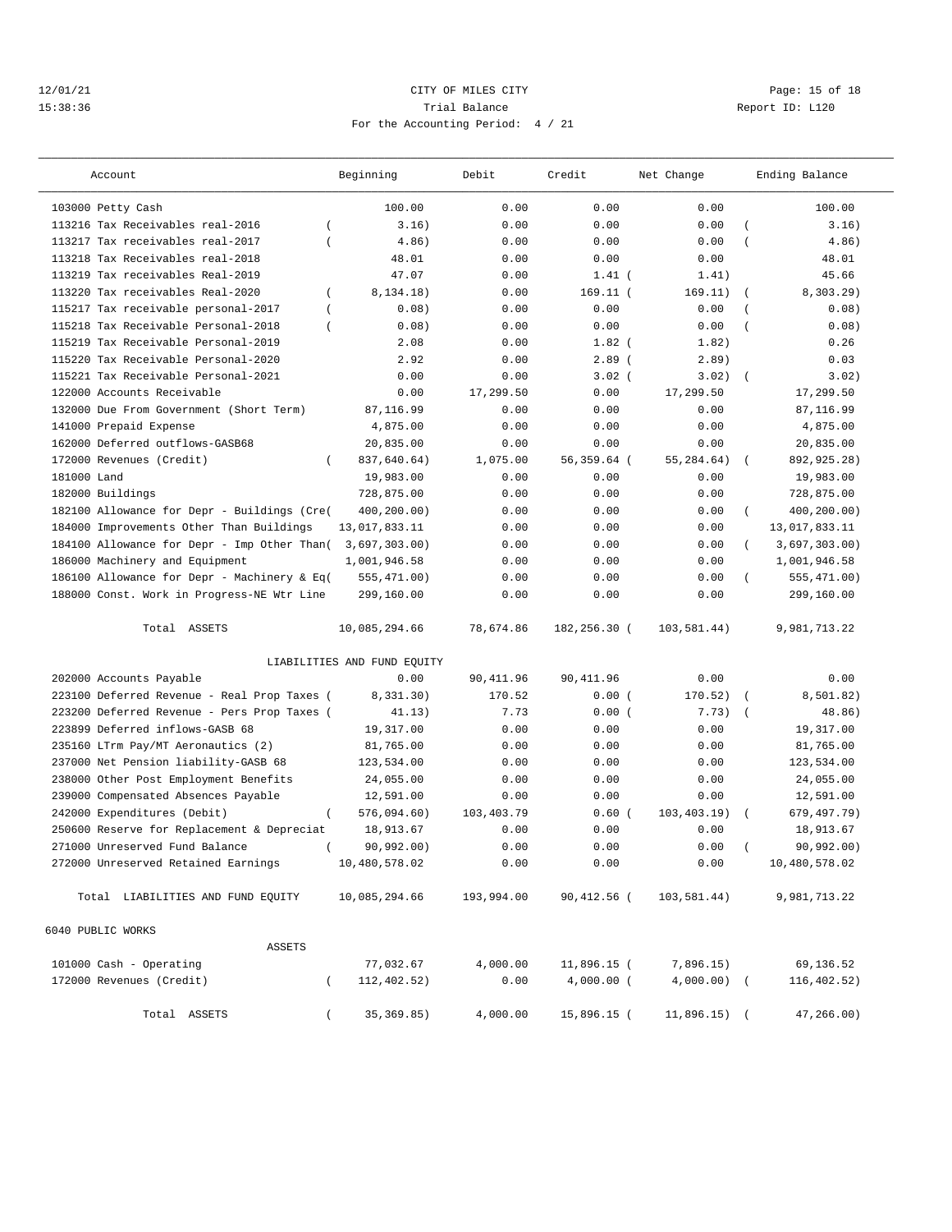CITY OF MILES CITY
Trial Balance
For the Accounting Period: 4 / 21

12/01/21
15:38:36

Report ID: L120

| Account | Beginning | Debit | Credit | Net Change | Ending Balance |
|---|---|---|---|---|---|
| 103000 Petty Cash | 100.00 | 0.00 | 0.00 | 0.00 | 100.00 |
| 113216 Tax Receivables real-2016 | ( 3.16) | 0.00 | 0.00 | 0.00 | ( 3.16) |
| 113217 Tax receivables real-2017 | ( 4.86) | 0.00 | 0.00 | 0.00 | ( 4.86) |
| 113218 Tax Receivables real-2018 | 48.01 | 0.00 | 0.00 | 0.00 | 48.01 |
| 113219 Tax receivables Real-2019 | 47.07 | 0.00 | 1.41 | ( 1.41) | 45.66 |
| 113220 Tax receivables Real-2020 | ( 8,134.18) | 0.00 | 169.11 | ( 169.11) | ( 8,303.29) |
| 115217 Tax receivable personal-2017 | ( 0.08) | 0.00 | 0.00 | 0.00 | ( 0.08) |
| 115218 Tax Receivable Personal-2018 | ( 0.08) | 0.00 | 0.00 | 0.00 | ( 0.08) |
| 115219 Tax Receivable Personal-2019 | 2.08 | 0.00 | 1.82 | ( 1.82) | 0.26 |
| 115220 Tax Receivable Personal-2020 | 2.92 | 0.00 | 2.89 | ( 2.89) | 0.03 |
| 115221 Tax Receivable Personal-2021 | 0.00 | 0.00 | 3.02 | ( 3.02) | ( 3.02) |
| 122000 Accounts Receivable | 0.00 | 17,299.50 | 0.00 | 17,299.50 | 17,299.50 |
| 132000 Due From Government (Short Term) | 87,116.99 | 0.00 | 0.00 | 0.00 | 87,116.99 |
| 141000 Prepaid Expense | 4,875.00 | 0.00 | 0.00 | 0.00 | 4,875.00 |
| 162000 Deferred outflows-GASB68 | 20,835.00 | 0.00 | 0.00 | 0.00 | 20,835.00 |
| 172000 Revenues (Credit) | ( 837,640.64) | 1,075.00 | 56,359.64 | ( 55,284.64) | ( 892,925.28) |
| 181000 Land | 19,983.00 | 0.00 | 0.00 | 0.00 | 19,983.00 |
| 182000 Buildings | 728,875.00 | 0.00 | 0.00 | 0.00 | 728,875.00 |
| 182100 Allowance for Depr - Buildings (Cre | ( 400,200.00) | 0.00 | 0.00 | 0.00 | ( 400,200.00) |
| 184000 Improvements Other Than Buildings | 13,017,833.11 | 0.00 | 0.00 | 0.00 | 13,017,833.11 |
| 184100 Allowance for Depr - Imp Other Than | ( 3,697,303.00) | 0.00 | 0.00 | 0.00 | ( 3,697,303.00) |
| 186000 Machinery and Equipment | 1,001,946.58 | 0.00 | 0.00 | 0.00 | 1,001,946.58 |
| 186100 Allowance for Depr - Machinery & Eq | ( 555,471.00) | 0.00 | 0.00 | 0.00 | ( 555,471.00) |
| 188000 Const. Work in Progress-NE Wtr Line | 299,160.00 | 0.00 | 0.00 | 0.00 | 299,160.00 |
| Total ASSETS | 10,085,294.66 | 78,674.86 | 182,256.30 | ( 103,581.44) | 9,981,713.22 |
| LIABILITIES AND FUND EQUITY | | | | | |
| 202000 Accounts Payable | 0.00 | 90,411.96 | 90,411.96 | 0.00 | 0.00 |
| 223100 Deferred Revenue - Real Prop Taxes | ( 8,331.30) | 170.52 | 0.00 | ( 170.52) | ( 8,501.82) |
| 223200 Deferred Revenue - Pers Prop Taxes | ( 41.13) | 7.73 | 0.00 | ( 7.73) | ( 48.86) |
| 223899 Deferred inflows-GASB 68 | 19,317.00 | 0.00 | 0.00 | 0.00 | 19,317.00 |
| 235160 LTrm Pay/MT Aeronautics (2) | 81,765.00 | 0.00 | 0.00 | 0.00 | 81,765.00 |
| 237000 Net Pension liability-GASB 68 | 123,534.00 | 0.00 | 0.00 | 0.00 | 123,534.00 |
| 238000 Other Post Employment Benefits | 24,055.00 | 0.00 | 0.00 | 0.00 | 24,055.00 |
| 239000 Compensated Absences Payable | 12,591.00 | 0.00 | 0.00 | 0.00 | 12,591.00 |
| 242000 Expenditures (Debit) | ( 576,094.60) | 103,403.79 | 0.60 | ( 103,403.19) | ( 679,497.79) |
| 250600 Reserve for Replacement & Depreciat | 18,913.67 | 0.00 | 0.00 | 0.00 | 18,913.67 |
| 271000 Unreserved Fund Balance | ( 90,992.00) | 0.00 | 0.00 | 0.00 | ( 90,992.00) |
| 272000 Unreserved Retained Earnings | 10,480,578.02 | 0.00 | 0.00 | 0.00 | 10,480,578.02 |
| Total LIABILITIES AND FUND EQUITY | 10,085,294.66 | 193,994.00 | 90,412.56 | ( 103,581.44) | 9,981,713.22 |

6040 PUBLIC WORKS

| Account | Beginning | Debit | Credit | Net Change | Ending Balance |
|---|---|---|---|---|---|
| ASSETS | | | | | |
| 101000 Cash - Operating | 77,032.67 | 4,000.00 | 11,896.15 | ( 7,896.15) | 69,136.52 |
| 172000 Revenues (Credit) | ( 112,402.52) | 0.00 | 4,000.00 | ( 4,000.00) | ( 116,402.52) |
| Total ASSETS | ( 35,369.85) | 4,000.00 | 15,896.15 | ( 11,896.15) | ( 47,266.00) |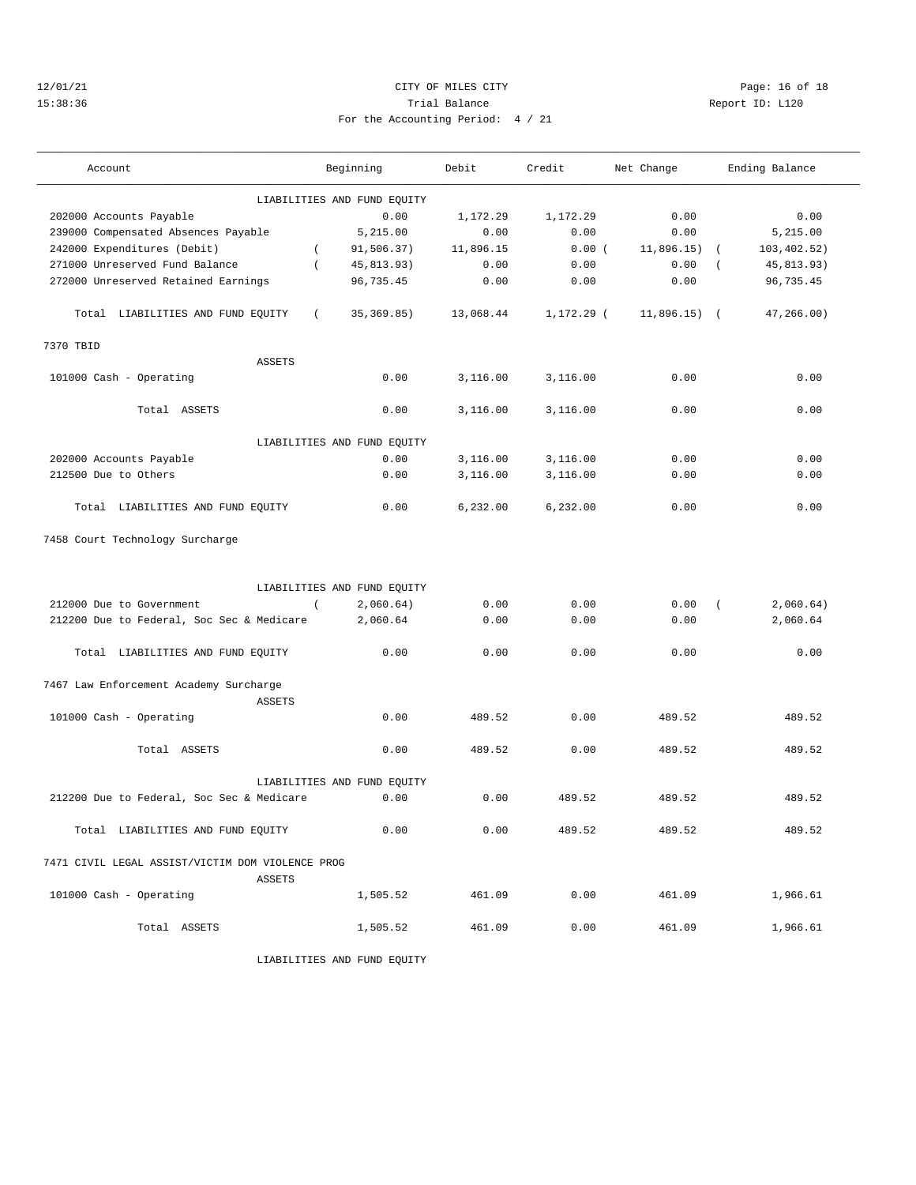CITY OF MILES CITY
Trial Balance
For the Accounting Period: 4 / 21

| Account | Beginning | Debit | Credit | Net Change | Ending Balance |
|---|---|---|---|---|---|
| LIABILITIES AND FUND EQUITY | | | | | |
| 202000 Accounts Payable | 0.00 | 1,172.29 | 1,172.29 | 0.00 | 0.00 |
| 239000 Compensated Absences Payable | 5,215.00 | 0.00 | 0.00 | 0.00 | 5,215.00 |
| 242000 Expenditures (Debit) | ( 91,506.37) | 11,896.15 | 0.00 | ( 11,896.15) | ( 103,402.52) |
| 271000 Unreserved Fund Balance | ( 45,813.93) | 0.00 | 0.00 | 0.00 | ( 45,813.93) |
| 272000 Unreserved Retained Earnings | 96,735.45 | 0.00 | 0.00 | 0.00 | 96,735.45 |
| Total LIABILITIES AND FUND EQUITY | ( 35,369.85) | 13,068.44 | 1,172.29 | ( 11,896.15) | ( 47,266.00) |
| **7370 TBID** | | | | | |
| ASSETS | | | | | |
| 101000 Cash - Operating | 0.00 | 3,116.00 | 3,116.00 | 0.00 | 0.00 |
| Total ASSETS | 0.00 | 3,116.00 | 3,116.00 | 0.00 | 0.00 |
| LIABILITIES AND FUND EQUITY | | | | | |
| 202000 Accounts Payable | 0.00 | 3,116.00 | 3,116.00 | 0.00 | 0.00 |
| 212500 Due to Others | 0.00 | 3,116.00 | 3,116.00 | 0.00 | 0.00 |
| Total LIABILITIES AND FUND EQUITY | 0.00 | 6,232.00 | 6,232.00 | 0.00 | 0.00 |
| **7458 Court Technology Surcharge** | | | | | |
| LIABILITIES AND FUND EQUITY | | | | | |
| 212000 Due to Government | ( 2,060.64) | 0.00 | 0.00 | 0.00 | ( 2,060.64) |
| 212200 Due to Federal, Soc Sec & Medicare | 2,060.64 | 0.00 | 0.00 | 0.00 | 2,060.64 |
| Total LIABILITIES AND FUND EQUITY | 0.00 | 0.00 | 0.00 | 0.00 | 0.00 |
| **7467 Law Enforcement Academy Surcharge** | | | | | |
| ASSETS | | | | | |
| 101000 Cash - Operating | 0.00 | 489.52 | 0.00 | 489.52 | 489.52 |
| Total ASSETS | 0.00 | 489.52 | 0.00 | 489.52 | 489.52 |
| LIABILITIES AND FUND EQUITY | | | | | |
| 212200 Due to Federal, Soc Sec & Medicare | 0.00 | 0.00 | 489.52 | 489.52 | 489.52 |
| Total LIABILITIES AND FUND EQUITY | 0.00 | 0.00 | 489.52 | 489.52 | 489.52 |
| **7471 CIVIL LEGAL ASSIST/VICTIM DOM VIOLENCE PROG** | | | | | |
| ASSETS | | | | | |
| 101000 Cash - Operating | 1,505.52 | 461.09 | 0.00 | 461.09 | 1,966.61 |
| Total ASSETS | 1,505.52 | 461.09 | 0.00 | 461.09 | 1,966.61 |
| LIABILITIES AND FUND EQUITY | | | | | |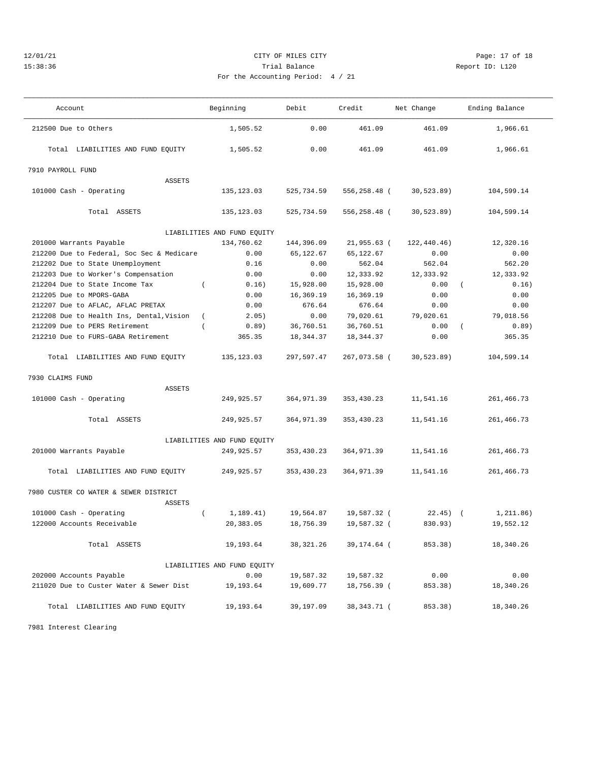# CITY OF MILES CITY

Trial Balance

For the Accounting Period: 4 / 21

12/01/21
15:38:36

Report ID: L120

| Account | Beginning | Debit | Credit | Net Change | Ending Balance |
|---|---|---|---|---|---|
| 212500 Due to Others | 1,505.52 | 0.00 | 461.09 | 461.09 | 1,966.61 |
| Total LIABILITIES AND FUND EQUITY | 1,505.52 | 0.00 | 461.09 | 461.09 | 1,966.61 |
| **7910 PAYROLL FUND** | | | | | |
| ASSETS | | | | | |
| 101000 Cash - Operating | 135,123.03 | 525,734.59 | 556,258.48 | (30,523.89) | 104,599.14 |
| Total ASSETS | 135,123.03 | 525,734.59 | 556,258.48 | (30,523.89) | 104,599.14 |
| LIABILITIES AND FUND EQUITY | | | | | |
| 201000 Warrants Payable | 134,760.62 | 144,396.09 | 21,955.63 | (122,440.46) | 12,320.16 |
| 212200 Due to Federal, Soc Sec & Medicare | 0.00 | 65,122.67 | 65,122.67 | 0.00 | 0.00 |
| 212202 Due to State Unemployment | 0.16 | 0.00 | 562.04 | 562.04 | 562.20 |
| 212203 Due to Worker's Compensation | 0.00 | 0.00 | 12,333.92 | 12,333.92 | 12,333.92 |
| 212204 Due to State Income Tax | (0.16) | 15,928.00 | 15,928.00 | 0.00 | (0.16) |
| 212205 Due to MPORS-GABA | 0.00 | 16,369.19 | 16,369.19 | 0.00 | 0.00 |
| 212207 Due to AFLAC, AFLAC PRETAX | 0.00 | 676.64 | 676.64 | 0.00 | 0.00 |
| 212208 Due to Health Ins, Dental,Vision | (2.05) | 0.00 | 79,020.61 | 79,020.61 | 79,018.56 |
| 212209 Due to PERS Retirement | (0.89) | 36,760.51 | 36,760.51 | 0.00 | (0.89) |
| 212210 Due to FURS-GABA Retirement | 365.35 | 18,344.37 | 18,344.37 | 0.00 | 365.35 |
| Total LIABILITIES AND FUND EQUITY | 135,123.03 | 297,597.47 | 267,073.58 | (30,523.89) | 104,599.14 |
| **7930 CLAIMS FUND** | | | | | |
| ASSETS | | | | | |
| 101000 Cash - Operating | 249,925.57 | 364,971.39 | 353,430.23 | 11,541.16 | 261,466.73 |
| Total ASSETS | 249,925.57 | 364,971.39 | 353,430.23 | 11,541.16 | 261,466.73 |
| LIABILITIES AND FUND EQUITY | | | | | |
| 201000 Warrants Payable | 249,925.57 | 353,430.23 | 364,971.39 | 11,541.16 | 261,466.73 |
| Total LIABILITIES AND FUND EQUITY | 249,925.57 | 353,430.23 | 364,971.39 | 11,541.16 | 261,466.73 |
| **7980 CUSTER CO WATER & SEWER DISTRICT** | | | | | |
| ASSETS | | | | | |
| 101000 Cash - Operating | (1,189.41) | 19,564.87 | 19,587.32 | (22.45) | (1,211.86) |
| 122000 Accounts Receivable | 20,383.05 | 18,756.39 | 19,587.32 | (830.93) | 19,552.12 |
| Total ASSETS | 19,193.64 | 38,321.26 | 39,174.64 | (853.38) | 18,340.26 |
| LIABILITIES AND FUND EQUITY | | | | | |
| 202000 Accounts Payable | 0.00 | 19,587.32 | 19,587.32 | 0.00 | 0.00 |
| 211020 Due to Custer Water & Sewer Dist | 19,193.64 | 19,609.77 | 18,756.39 | (853.38) | 18,340.26 |
| Total LIABILITIES AND FUND EQUITY | 19,193.64 | 39,197.09 | 38,343.71 | (853.38) | 18,340.26 |

7981 Interest Clearing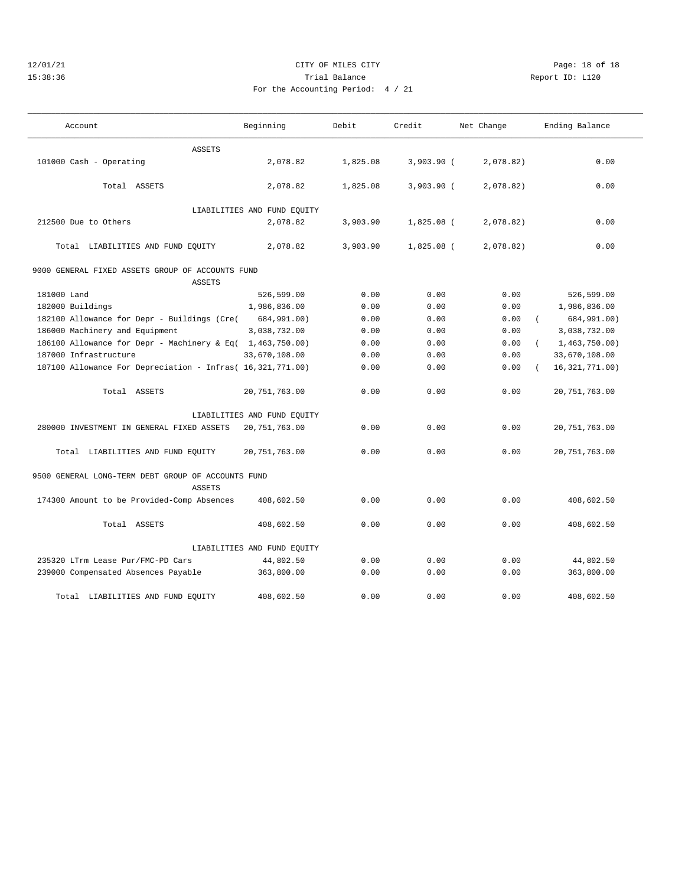CITY OF MILES CITY
Trial Balance
For the Accounting Period: 4 / 21

12/01/21
15:38:36

Report ID: L120

| Account | Beginning | Debit | Credit | Net Change | Ending Balance |
|---|---|---|---|---|---|
| ASSETS | | | | | |
| 101000 Cash - Operating | 2,078.82 | 1,825.08 | 3,903.90 | ( 2,078.82) | 0.00 |
| Total ASSETS | 2,078.82 | 1,825.08 | 3,903.90 | ( 2,078.82) | 0.00 |
| LIABILITIES AND FUND EQUITY | | | | | |
| 212500 Due to Others | 2,078.82 | 3,903.90 | 1,825.08 | ( 2,078.82) | 0.00 |
| Total LIABILITIES AND FUND EQUITY | 2,078.82 | 3,903.90 | 1,825.08 | ( 2,078.82) | 0.00 |
| 9000 GENERAL FIXED ASSETS GROUP OF ACCOUNTS FUND | | | | | |
| ASSETS | | | | | |
| 181000 Land | 526,599.00 | 0.00 | 0.00 | 0.00 | 526,599.00 |
| 182000 Buildings | 1,986,836.00 | 0.00 | 0.00 | 0.00 | 1,986,836.00 |
| 182100 Allowance for Depr - Buildings (Cre( | 684,991.00) | 0.00 | 0.00 | 0.00 | ( 684,991.00) |
| 186000 Machinery and Equipment | 3,038,732.00 | 0.00 | 0.00 | 0.00 | 3,038,732.00 |
| 186100 Allowance for Depr - Machinery & Eq( | 1,463,750.00) | 0.00 | 0.00 | 0.00 | ( 1,463,750.00) |
| 187000 Infrastructure | 33,670,108.00 | 0.00 | 0.00 | 0.00 | 33,670,108.00 |
| 187100 Allowance For Depreciation - Infras( | 16,321,771.00) | 0.00 | 0.00 | 0.00 | ( 16,321,771.00) |
| Total ASSETS | 20,751,763.00 | 0.00 | 0.00 | 0.00 | 20,751,763.00 |
| LIABILITIES AND FUND EQUITY | | | | | |
| 280000 INVESTMENT IN GENERAL FIXED ASSETS | 20,751,763.00 | 0.00 | 0.00 | 0.00 | 20,751,763.00 |
| Total LIABILITIES AND FUND EQUITY | 20,751,763.00 | 0.00 | 0.00 | 0.00 | 20,751,763.00 |
| 9500 GENERAL LONG-TERM DEBT GROUP OF ACCOUNTS FUND | | | | | |
| ASSETS | | | | | |
| 174300 Amount to be Provided-Comp Absences | 408,602.50 | 0.00 | 0.00 | 0.00 | 408,602.50 |
| Total ASSETS | 408,602.50 | 0.00 | 0.00 | 0.00 | 408,602.50 |
| LIABILITIES AND FUND EQUITY | | | | | |
| 235320 LTrm Lease Pur/FMC-PD Cars | 44,802.50 | 0.00 | 0.00 | 0.00 | 44,802.50 |
| 239000 Compensated Absences Payable | 363,800.00 | 0.00 | 0.00 | 0.00 | 363,800.00 |
| Total LIABILITIES AND FUND EQUITY | 408,602.50 | 0.00 | 0.00 | 0.00 | 408,602.50 |